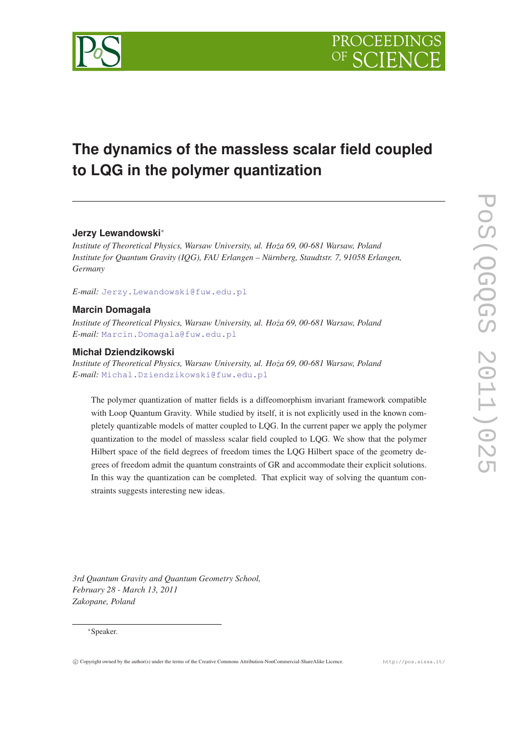# The dynamics of the massless scalar field coupled to LQG in the polymer quantization

**Jerzy Lewandowski***

*Institute of Theoretical Physics, Warsaw University, ul. Hoża 69, 00-681 Warsaw, Poland*
*Institute for Quantum Gravity (IQG), FAU Erlangen – Nürnberg, Staudtstr. 7, 91058 Erlangen, Germany*

*E-mail:* Jerzy.Lewandowski@fuw.edu.pl

**Marcin Domagała**

*Institute of Theoretical Physics, Warsaw University, ul. Hoża 69, 00-681 Warsaw, Poland*
*E-mail:* Marcin.Domagala@fuw.edu.pl

**Michał Dziendzikowski**

*Institute of Theoretical Physics, Warsaw University, ul. Hoża 69, 00-681 Warsaw, Poland*
*E-mail:* Michal.Dziendzikowski@fuw.edu.pl

The polymer quantization of matter fields is a diffeomorphism invariant framework compatible with Loop Quantum Gravity. While studied by itself, it is not explicitly used in the known completely quantizable models of matter coupled to LQG. In the current paper we apply the polymer quantization to the model of massless scalar field coupled to LQG. We show that the polymer Hilbert space of the field degrees of freedom times the LQG Hilbert space of the geometry degrees of freedom admit the quantum constraints of GR and accommodate their explicit solutions. In this way the quantization can be completed. That explicit way of solving the quantum constraints suggests interesting new ideas.

*3rd Quantum Gravity and Quantum Geometry School,*
*February 28 - March 13, 2011*
*Zakopane, Poland*

*Speaker.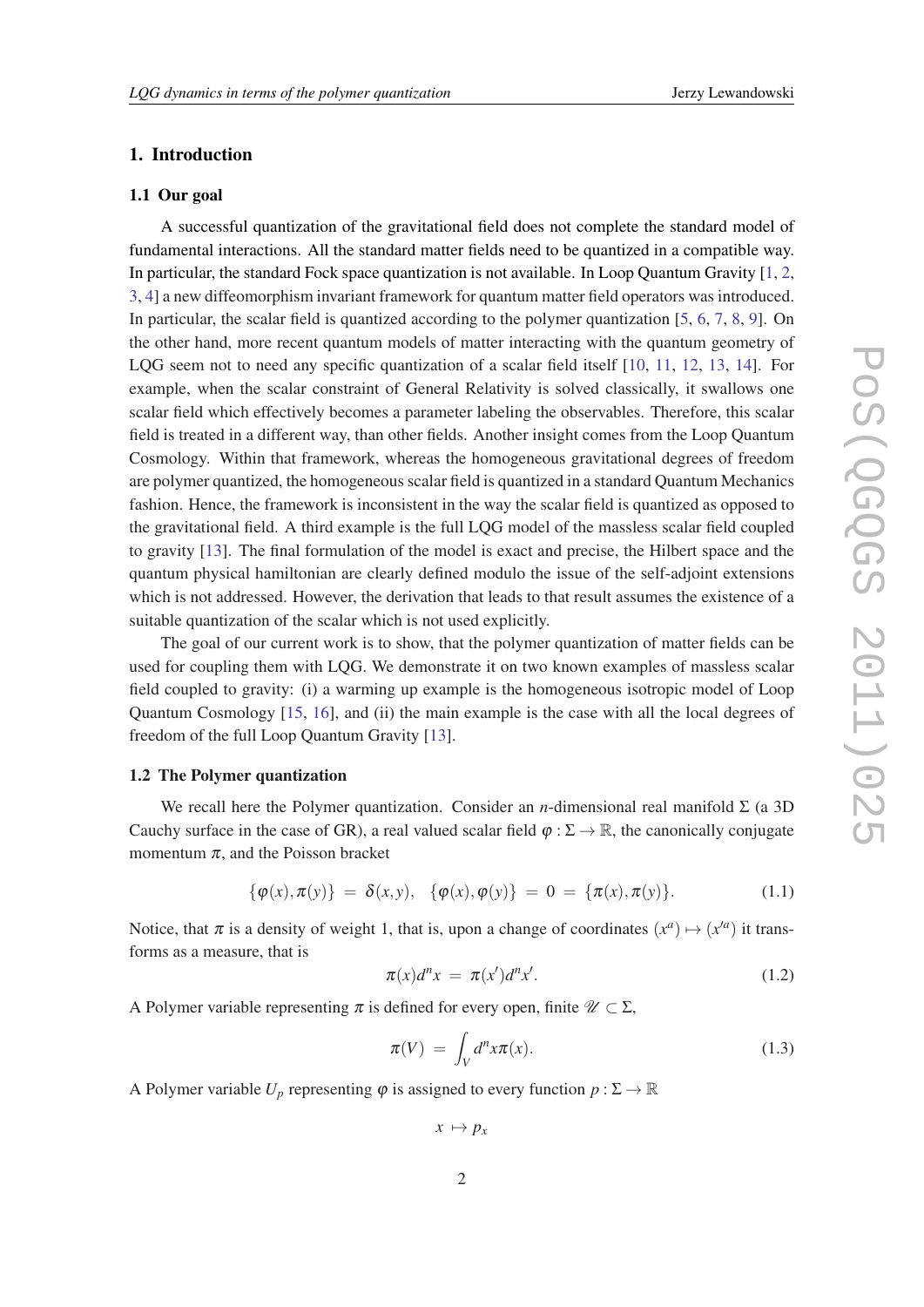## 1. Introduction

### 1.1 Our goal

A successful quantization of the gravitational field does not complete the standard model of fundamental interactions. All the standard matter fields need to be quantized in a compatible way. In particular, the standard Fock space quantization is not available. In Loop Quantum Gravity [1, 2, 3, 4] a new diffeomorphism invariant framework for quantum matter field operators was introduced. In particular, the scalar field is quantized according to the polymer quantization [5, 6, 7, 8, 9]. On the other hand, more recent quantum models of matter interacting with the quantum geometry of LQG seem not to need any specific quantization of a scalar field itself [10, 11, 12, 13, 14]. For example, when the scalar constraint of General Relativity is solved classically, it swallows one scalar field which effectively becomes a parameter labeling the observables. Therefore, this scalar field is treated in a different way, than other fields. Another insight comes from the Loop Quantum Cosmology. Within that framework, whereas the homogeneous gravitational degrees of freedom are polymer quantized, the homogeneous scalar field is quantized in a standard Quantum Mechanics fashion. Hence, the framework is inconsistent in the way the scalar field is quantized as opposed to the gravitational field. A third example is the full LQG model of the massless scalar field coupled to gravity [13]. The final formulation of the model is exact and precise, the Hilbert space and the quantum physical hamiltonian are clearly defined modulo the issue of the self-adjoint extensions which is not addressed. However, the derivation that leads to that result assumes the existence of a suitable quantization of the scalar which is not used explicitly.

The goal of our current work is to show, that the polymer quantization of matter fields can be used for coupling them with LQG. We demonstrate it on two known examples of massless scalar field coupled to gravity: (i) a warming up example is the homogeneous isotropic model of Loop Quantum Cosmology [15, 16], and (ii) the main example is the case with all the local degrees of freedom of the full Loop Quantum Gravity [13].

### 1.2 The Polymer quantization

We recall here the Polymer quantization. Consider an $n$-dimensional real manifold $\Sigma$ (a 3D Cauchy surface in the case of GR), a real valued scalar field $\varphi : \Sigma \to \mathbb{R}$, the canonically conjugate momentum $\pi$, and the Poisson bracket

$$\{\varphi(x), \pi(y)\} \;=\; \delta(x,y), \quad \{\varphi(x), \varphi(y)\} \;=\; 0 \;=\; \{\pi(x), \pi(y)\}. \tag{1.1}$$

Notice, that $\pi$ is a density of weight 1, that is, upon a change of coordinates $(x^a) \mapsto (x'^a)$ it transforms as a measure, that is

$$\pi(x) d^n x \;=\; \pi(x') d^n x'. \tag{1.2}$$

A Polymer variable representing $\pi$ is defined for every open, finite $\mathscr{U} \subset \Sigma$,

$$\pi(V) \;=\; \int_V d^n x \pi(x). \tag{1.3}$$

A Polymer variable $U_p$ representing $\varphi$ is assigned to every function $p : \Sigma \to \mathbb{R}$

$$x \;\mapsto\; p_x$$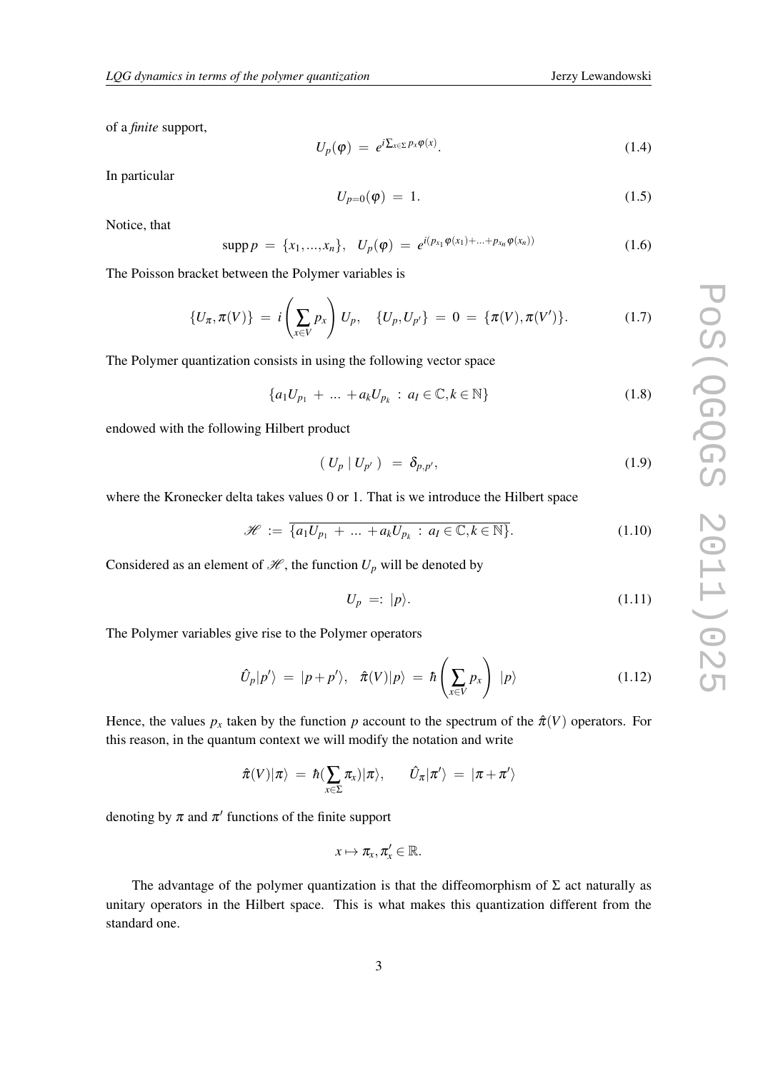of a *finite* support,

$$U_p(\varphi) \;=\; e^{i\sum_{x\in\Sigma} p_x\varphi(x)}. \tag{1.4}$$

In particular

$$U_{p=0}(\varphi) \;=\; 1. \tag{1.5}$$

Notice, that

$$\operatorname{supp} p \;=\; \{x_1,...,x_n\}, \quad U_p(\varphi) \;=\; e^{i(p_{x_1}\varphi(x_1)+...+p_{x_n}\varphi(x_n))} \tag{1.6}$$

The Poisson bracket between the Polymer variables is

$$\{U_\pi,\pi(V)\} \;=\; i\left(\sum_{x\in V} p_x\right)U_p, \quad \{U_p,U_{p'}\} \;=\; 0 \;=\; \{\pi(V),\pi(V')\}. \tag{1.7}$$

The Polymer quantization consists in using the following vector space

$$\{a_1U_{p_1} \;+\; ...\; + a_kU_{p_k} \;:\; a_I\in\mathbb{C}, k\in\mathbb{N}\} \tag{1.8}$$

endowed with the following Hilbert product

$$(\; U_p \mid U_{p'} \;) \;\;=\;\; \delta_{p,p'}, \tag{1.9}$$

where the Kronecker delta takes values 0 or 1. That is we introduce the Hilbert space

$$\mathscr{H} \;:=\; \overline{\{a_1U_{p_1} \;+\; ...\; + a_kU_{p_k} \;:\; a_I\in\mathbb{C}, k\in\mathbb{N}\}}. \tag{1.10}$$

Considered as an element of $\mathscr{H}$, the function $U_p$ will be denoted by

$$U_p \;=:\; |p\rangle. \tag{1.11}$$

The Polymer variables give rise to the Polymer operators

$$\hat{U}_p|p'\rangle \;=\; |p+p'\rangle, \quad \hat{\pi}(V)|p\rangle \;=\; \hbar\left(\sum_{x\in V} p_x\right)\;|p\rangle \tag{1.12}$$

Hence, the values $p_x$ taken by the function $p$ account to the spectrum of the $\hat{\pi}(V)$ operators. For this reason, in the quantum context we will modify the notation and write

$$\hat{\pi}(V)|\pi\rangle \;=\; \hbar(\sum_{x\in\Sigma}\pi_x)|\pi\rangle, \qquad \hat{U}_\pi|\pi'\rangle \;=\; |\pi+\pi'\rangle$$

denoting by $\pi$ and $\pi'$ functions of the finite support

$$x\mapsto \pi_x, \pi'_x\in\mathbb{R}.$$

The advantage of the polymer quantization is that the diffeomorphism of $\Sigma$ act naturally as unitary operators in the Hilbert space. This is what makes this quantization different from the standard one.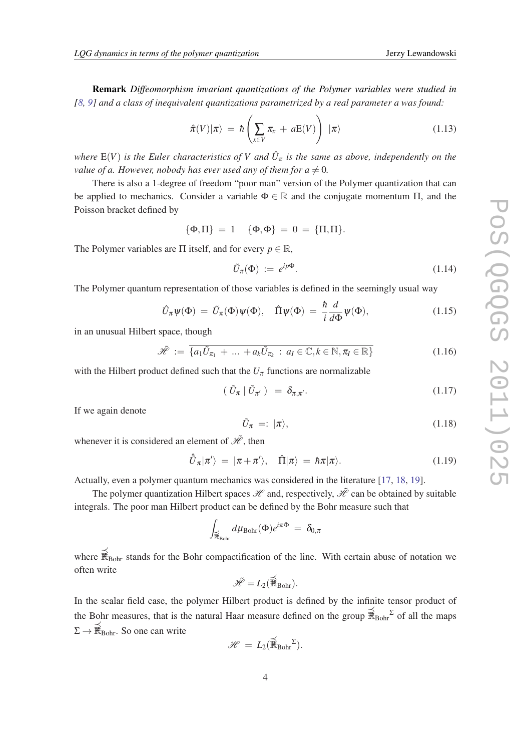**Remark** *Diffeomorphism invariant quantizations of the Polymer variables were studied in [8, 9] and a class of inequivalent quantizations parametrized by a real parameter a was found:*

$$\hat{\pi}(V)|\pi\rangle \;=\; \hbar\left(\sum_{x\in V}\pi_x \;+\; a\mathrm{E}(V)\right)\;|\pi\rangle \tag{1.13}$$

*where* $\mathrm{E}(V)$ *is the Euler characteristics of* $V$ *and* $\hat{U}_\pi$ *is the same as above, independently on the value of* $a$*. However, nobody has ever used any of them for* $a \neq 0$*.*

There is also a 1-degree of freedom "poor man" version of the Polymer quantization that can be applied to mechanics. Consider a variable $\Phi \in \mathbb{R}$ and the conjugate momentum $\Pi$, and the Poisson bracket defined by

$$\{\Phi,\Pi\} \;=\; 1 \quad \{\Phi,\Phi\} \;=\; 0 \;=\; \{\Pi,\Pi\}.$$

The Polymer variables are $\Pi$ itself, and for every $p \in \mathbb{R}$,

$$\tilde{U}_\pi(\Phi) \;:=\; e^{ip\Phi}. \tag{1.14}$$

The Polymer quantum representation of those variables is defined in the seemingly usual way

$$\hat{U}_\pi\psi(\Phi) \;=\; \tilde{U}_\pi(\Phi)\psi(\Phi), \quad \hat{\Pi}\psi(\Phi) \;=\; \frac{\hbar}{i}\frac{d}{d\Phi}\psi(\Phi), \tag{1.15}$$

in an unusual Hilbert space, though

$$\tilde{\mathscr{H}} \;:=\; \overline{\{a_1\tilde{U}_{\pi_1} \;+\; \ldots \;+ a_k\tilde{U}_{\pi_k} \;:\; a_I \in \mathbb{C}, k \in \mathbb{N}, \pi_I \in \mathbb{R}\}} \tag{1.16}$$

with the Hilbert product defined such that the $U_\pi$ functions are normalizable

$$(\;\tilde{U}_\pi \mid \tilde{U}_{\pi'}\;) \;\;=\; \delta_{\pi,\pi'}. \tag{1.17}$$

If we again denote

$$\tilde{U}_\pi \;=:\; |\pi\rangle, \tag{1.18}$$

whenever it is considered an element of $\tilde{\mathscr{H}}$, then

$$\hat{\tilde{U}}_\pi|\pi'\rangle \;=\; |\pi+\pi'\rangle, \quad \hat{\Pi}|\pi\rangle \;=\; \hbar\pi|\pi\rangle. \tag{1.19}$$

Actually, even a polymer quantum mechanics was considered in the literature [17, 18, 19].

The polymer quantization Hilbert spaces $\mathscr{H}$ and, respectively, $\tilde{\mathscr{H}}$ can be obtained by suitable integrals. The poor man Hilbert product can be defined by the Bohr measure such that

$$\int_{\overline{\mathbb{R}}_{\mathrm{Bohr}}} d\mu_{\mathrm{Bohr}}(\Phi)e^{i\pi\Phi} \;=\; \delta_{0,\pi}$$

where $\overline{\mathbb{R}}_{\mathrm{Bohr}}$ stands for the Bohr compactification of the line. With certain abuse of notation we often write

$$\tilde{\mathscr{H}} = L_2(\overline{\mathbb{R}}_{\mathrm{Bohr}}).$$

In the scalar field case, the polymer Hilbert product is defined by the infinite tensor product of the Bohr measures, that is the natural Haar measure defined on the group ${\overline{\mathbb{R}}_{\mathrm{Bohr}}}^{\Sigma}$ of all the maps $\Sigma \to \overline{\mathbb{R}}_{\mathrm{Bohr}}$. So one can write

$$\mathscr{H} \;=\; L_2({\overline{\mathbb{R}}_{\mathrm{Bohr}}}^{\Sigma}).$$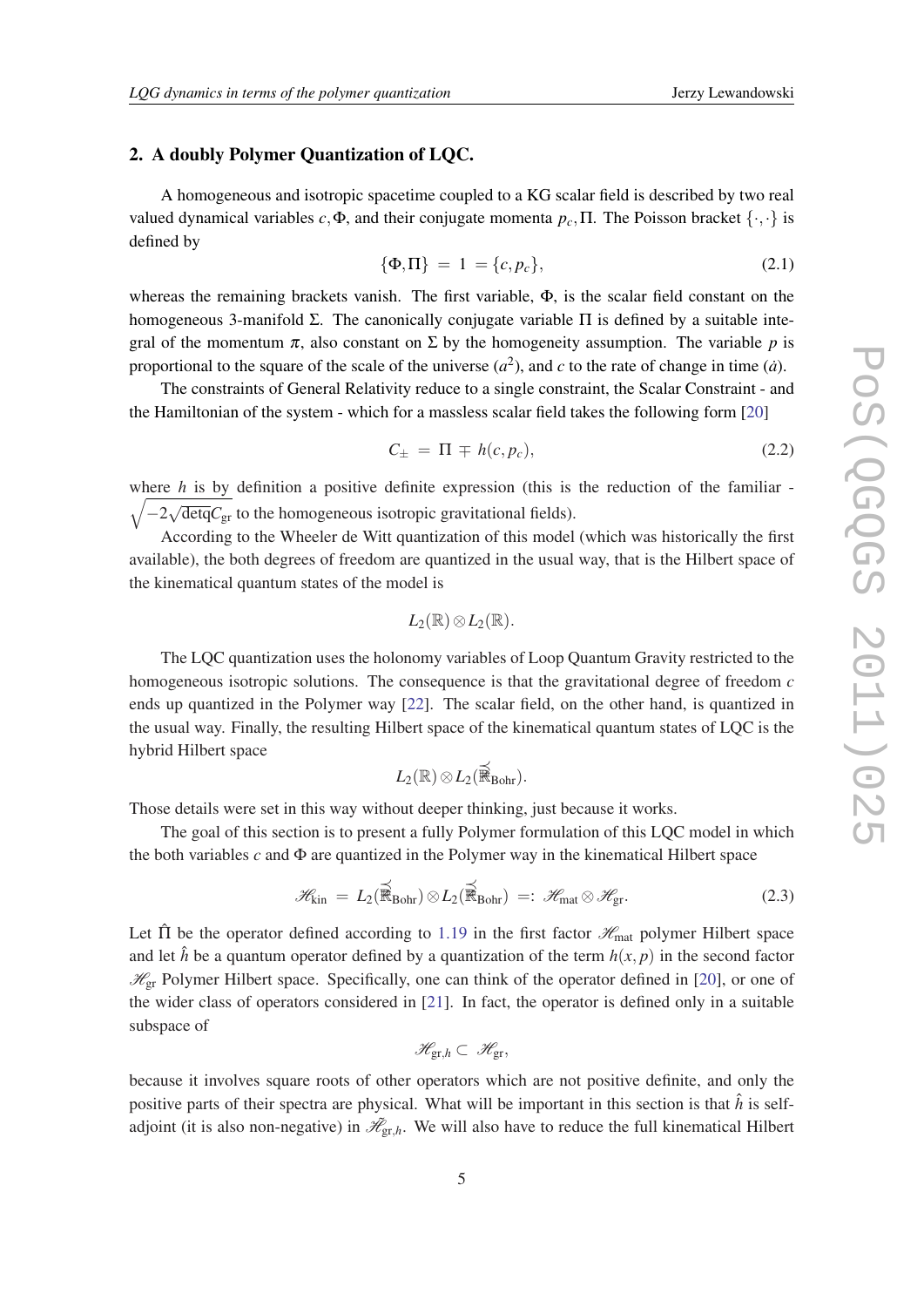## 2. A doubly Polymer Quantization of LQC.

A homogeneous and isotropic spacetime coupled to a KG scalar field is described by two real valued dynamical variables $c, \Phi$, and their conjugate momenta $p_c, \Pi$. The Poisson bracket $\{\cdot,\cdot\}$ is defined by

$$\{\Phi, \Pi\} \; = \; 1 \; = \{c, p_c\}, \tag{2.1}$$

whereas the remaining brackets vanish. The first variable, $\Phi$, is the scalar field constant on the homogeneous 3-manifold $\Sigma$. The canonically conjugate variable $\Pi$ is defined by a suitable integral of the momentum $\pi$, also constant on $\Sigma$ by the homogeneity assumption. The variable $p$ is proportional to the square of the scale of the universe ($a^2$), and $c$ to the rate of change in time ($\dot{a}$).

The constraints of General Relativity reduce to a single constraint, the Scalar Constraint - and the Hamiltonian of the system - which for a massless scalar field takes the following form [20]

$$C_{\pm} \; = \; \Pi \mp h(c, p_c), \tag{2.2}$$

where $h$ is by definition a positive definite expression (this is the reduction of the familiar - $\sqrt{-2\sqrt{\det q} C_{\rm gr}}$ to the homogeneous isotropic gravitational fields).

According to the Wheeler de Witt quantization of this model (which was historically the first available), the both degrees of freedom are quantized in the usual way, that is the Hilbert space of the kinematical quantum states of the model is

$$L_2(\mathbb{R}) \otimes L_2(\mathbb{R}).$$

The LQC quantization uses the holonomy variables of Loop Quantum Gravity restricted to the homogeneous isotropic solutions. The consequence is that the gravitational degree of freedom $c$ ends up quantized in the Polymer way [22]. The scalar field, on the other hand, is quantized in the usual way. Finally, the resulting Hilbert space of the kinematical quantum states of LQC is the hybrid Hilbert space

$$L_2(\mathbb{R}) \otimes L_2(\overline{\mathbb{R}}_{\rm Bohr}).$$

Those details were set in this way without deeper thinking, just because it works.

The goal of this section is to present a fully Polymer formulation of this LQC model in which the both variables $c$ and $\Phi$ are quantized in the Polymer way in the kinematical Hilbert space

$$\mathscr{H}_{\rm kin} \; = \; L_2(\overline{\mathbb{R}}_{\rm Bohr}) \otimes L_2(\overline{\mathbb{R}}_{\rm Bohr}) \; =: \; \mathscr{H}_{\rm mat} \otimes \mathscr{H}_{\rm gr}. \tag{2.3}$$

Let $\hat{\Pi}$ be the operator defined according to 1.19 in the first factor $\mathscr{H}_{\rm mat}$ polymer Hilbert space and let $\hat{h}$ be a quantum operator defined by a quantization of the term $h(x, p)$ in the second factor $\mathscr{H}_{\rm gr}$ Polymer Hilbert space. Specifically, one can think of the operator defined in [20], or one of the wider class of operators considered in [21]. In fact, the operator is defined only in a suitable subspace of

$$\mathscr{H}_{{\rm gr},h} \subset \; \mathscr{H}_{\rm gr},$$

because it involves square roots of other operators which are not positive definite, and only the positive parts of their spectra are physical. What will be important in this section is that $\hat{h}$ is self-adjoint (it is also non-negative) in $\mathscr{H}_{{\rm gr},h}$. We will also have to reduce the full kinematical Hilbert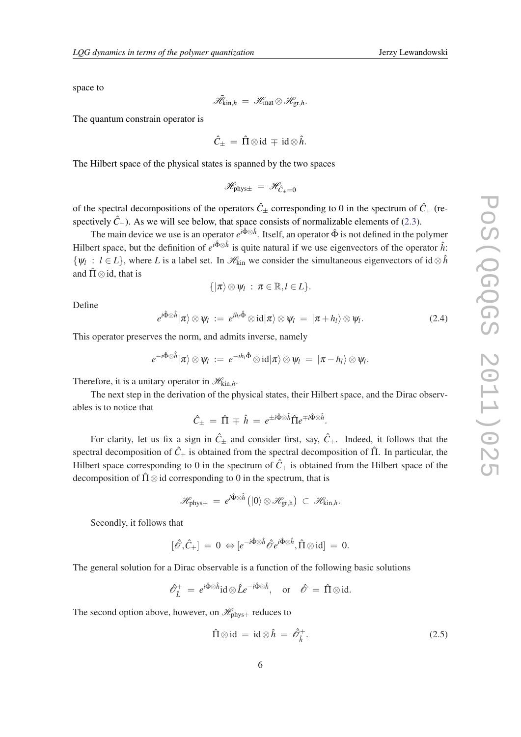space to

$$\tilde{\mathscr{H}}_{\mathrm{kin},h} \;=\; \mathscr{H}_{\mathrm{mat}} \otimes \mathscr{H}_{\mathrm{gr},h}.$$

The quantum constrain operator is

$$\hat{C}_{\pm} \;=\; \hat{\Pi} \otimes \mathrm{id} \;\mp\; \mathrm{id} \otimes \hat{h}.$$

The Hilbert space of the physical states is spanned by the two spaces

$$\mathscr{H}_{\mathrm{phys}\pm} \;=\; \mathscr{H}_{\hat{C}_{\pm}=0}$$

of the spectral decompositions of the operators $\hat{C}_{\pm}$ corresponding to 0 in the spectrum of $\hat{C}_{+}$ (respectively $\hat{C}_{-}$). As we will see below, that space consists of normalizable elements of (2.3).

The main device we use is an operator $e^{i\hat{\Phi}\otimes\hat{h}}$. Itself, an operator $\hat{\Phi}$ is not defined in the polymer Hilbert space, but the definition of $e^{i\hat{\Phi}\otimes\hat{h}}$ is quite natural if we use eigenvectors of the operator $\hat{h}$: $\{\psi_l \;:\; l \in L\}$, where $L$ is a label set. In $\mathscr{H}_{\mathrm{kin}}$ we consider the simultaneous eigenvectors of $\mathrm{id}\otimes\hat{h}$ and $\hat{\Pi}\otimes\mathrm{id}$, that is

$$\{|\pi\rangle \otimes \psi_l \;:\; \pi \in \mathbb{R}, l \in L\}.$$

Define

$$e^{i\hat{\Phi}\otimes\hat{h}}|\pi\rangle \otimes \psi_l \;:=\; e^{ih_l\hat{\Phi}} \otimes \mathrm{id}|\pi\rangle \otimes \psi_l \;=\; |\pi + h_l\rangle \otimes \psi_l. \tag{2.4}$$

This operator preserves the norm, and admits inverse, namely

$$e^{-i\hat{\Phi}\otimes\hat{h}}|\pi\rangle \otimes \psi_l \;:=\; e^{-ih_l\hat{\Phi}} \otimes \mathrm{id}|\pi\rangle \otimes \psi_l \;=\; |\pi - h_l\rangle \otimes \psi_l.$$

Therefore, it is a unitary operator in $\mathscr{H}_{\mathrm{kin},h}$.

The next step in the derivation of the physical states, their Hilbert space, and the Dirac observables is to notice that

$$\hat{C}_{\pm} \;=\; \hat{\Pi} \;\mp\; \hat{h} \;=\; e^{\pm i\hat{\Phi}\otimes\hat{h}}\hat{\Pi}e^{\mp i\hat{\Phi}\otimes\hat{h}}.$$

For clarity, let us fix a sign in $\hat{C}_{\pm}$ and consider first, say, $\hat{C}_{+}$. Indeed, it follows that the spectral decomposition of $\hat{C}_{+}$ is obtained from the spectral decomposition of $\hat{\Pi}$. In particular, the Hilbert space corresponding to 0 in the spectrum of $\hat{C}_{+}$ is obtained from the Hilbert space of the decomposition of $\hat{\Pi}\otimes\mathrm{id}$ corresponding to 0 in the spectrum, that is

$$\mathscr{H}_{\mathrm{phys}+} \;=\; e^{i\hat{\Phi}\otimes\hat{h}}\left(|0\rangle \otimes \mathscr{H}_{\mathrm{gr,h}}\right) \;\subset\; \mathscr{H}_{\mathrm{kin},h}.$$

Secondly, it follows that

$$[\hat{\mathscr{O}}, \hat{C}_{+}] \;=\; 0 \;\Leftrightarrow [e^{-i\hat{\Phi}\otimes\hat{h}}\hat{\mathscr{O}}e^{i\hat{\Phi}\otimes\hat{h}}, \hat{\Pi}\otimes\mathrm{id}] \;=\; 0.$$

The general solution for a Dirac observable is a function of the following basic solutions

$$\hat{\mathscr{O}}^{+}_{\hat{L}} \;=\; e^{i\hat{\Phi}\otimes\hat{h}}\mathrm{id}\otimes\hat{L}e^{-i\hat{\Phi}\otimes\hat{h}}, \quad \text{or} \quad \hat{\mathscr{O}} \;=\; \hat{\Pi}\otimes\mathrm{id}.$$

The second option above, however, on $\mathscr{H}_{\mathrm{phys}+}$ reduces to

$$\hat{\Pi}\otimes\mathrm{id} \;=\; \mathrm{id}\otimes\hat{h} \;=\; \hat{\mathscr{O}}^{+}_{\hat{h}}. \tag{2.5}$$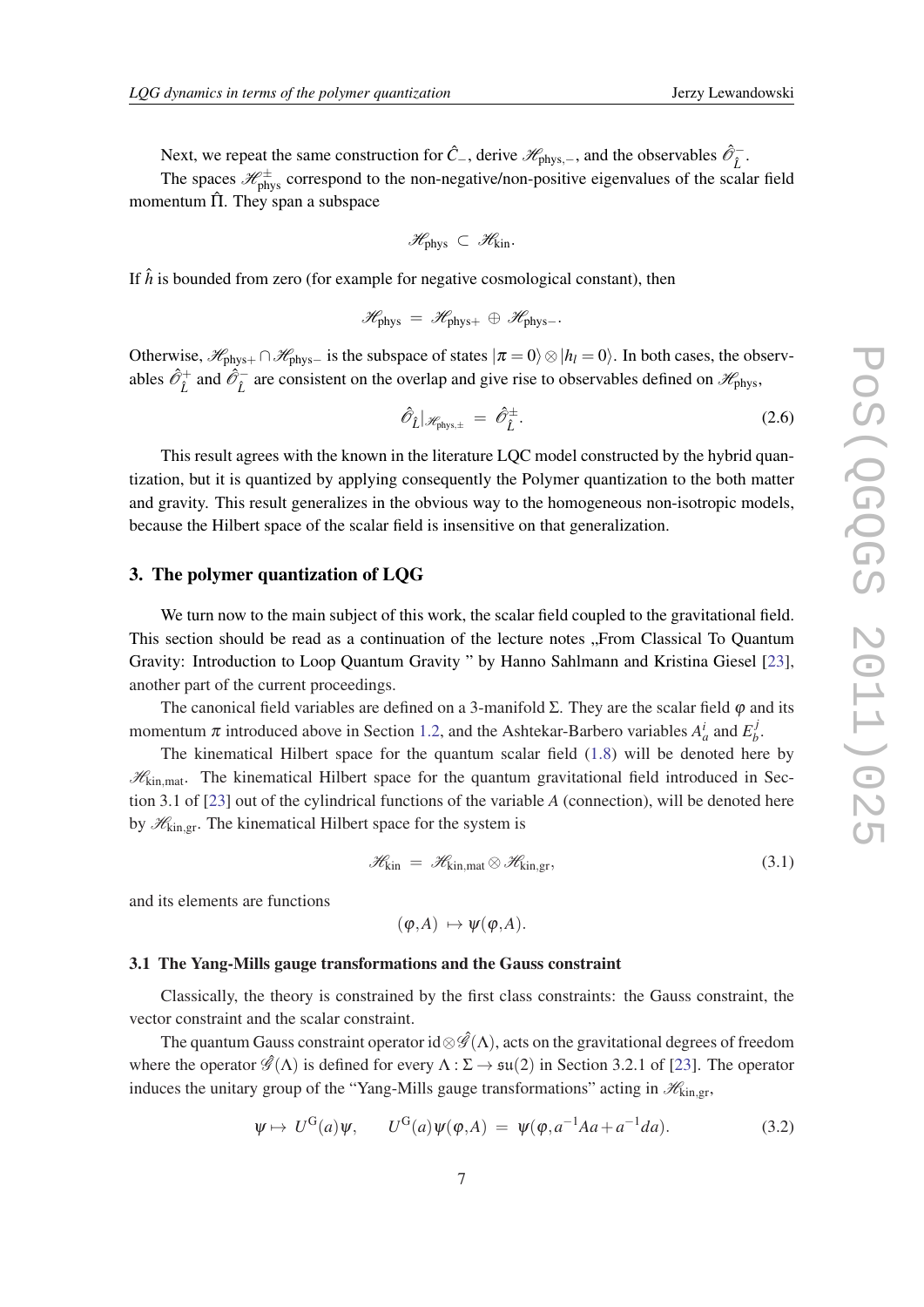Next, we repeat the same construction for $\hat{C}_-$, derive $\mathscr{H}_{\rm phys,-}$, and the observables $\hat{\mathscr{O}}^-_{\hat{L}}$.

The spaces $\mathscr{H}^\pm_{\rm phys}$ correspond to the non-negative/non-positive eigenvalues of the scalar field momentum $\hat{\Pi}$. They span a subspace

$$\mathscr{H}_{\rm phys} \subset \mathscr{H}_{\rm kin}.$$

If $\hat{h}$ is bounded from zero (for example for negative cosmological constant), then

$$\mathscr{H}_{\rm phys} = \mathscr{H}_{\rm phys+} \oplus \mathscr{H}_{\rm phys-}.$$

Otherwise, $\mathscr{H}_{\rm phys+} \cap \mathscr{H}_{\rm phys-}$ is the subspace of states $|\pi = 0\rangle \otimes |h_l = 0\rangle$. In both cases, the observables $\hat{\mathscr{O}}^+_{\hat{L}}$ and $\hat{\mathscr{O}}^-_{\hat{L}}$ are consistent on the overlap and give rise to observables defined on $\mathscr{H}_{\rm phys}$,

$$\hat{\mathscr{O}}_{\hat{L}}|_{\mathscr{H}_{\rm phys,\pm}} = \hat{\mathscr{O}}^\pm_{\hat{L}}. \tag{2.6}$$

This result agrees with the known in the literature LQC model constructed by the hybrid quantization, but it is quantized by applying consequently the Polymer quantization to the both matter and gravity. This result generalizes in the obvious way to the homogeneous non-isotropic models, because the Hilbert space of the scalar field is insensitive on that generalization.

## 3. The polymer quantization of LQG

We turn now to the main subject of this work, the scalar field coupled to the gravitational field. This section should be read as a continuation of the lecture notes „From Classical To Quantum Gravity: Introduction to Loop Quantum Gravity " by Hanno Sahlmann and Kristina Giesel [23], another part of the current proceedings.

The canonical field variables are defined on a 3-manifold $\Sigma$. They are the scalar field $\varphi$ and its momentum $\pi$ introduced above in Section 1.2, and the Ashtekar-Barbero variables $A^i_a$ and $E^j_b$.

The kinematical Hilbert space for the quantum scalar field (1.8) will be denoted here by $\mathscr{H}_{\rm kin,mat}$. The kinematical Hilbert space for the quantum gravitational field introduced in Section 3.1 of [23] out of the cylindrical functions of the variable $A$ (connection), will be denoted here by $\mathscr{H}_{\rm kin,gr}$. The kinematical Hilbert space for the system is

$$\mathscr{H}_{\rm kin} = \mathscr{H}_{\rm kin,mat} \otimes \mathscr{H}_{\rm kin,gr}, \tag{3.1}$$

and its elements are functions

$$(\varphi, A) \mapsto \psi(\varphi, A).$$

### 3.1 The Yang-Mills gauge transformations and the Gauss constraint

Classically, the theory is constrained by the first class constraints: the Gauss constraint, the vector constraint and the scalar constraint.

The quantum Gauss constraint operator $\mathrm{id} \otimes \hat{\mathscr{G}}(\Lambda)$, acts on the gravitational degrees of freedom where the operator $\hat{\mathscr{G}}(\Lambda)$ is defined for every $\Lambda : \Sigma \to \mathfrak{su}(2)$ in Section 3.2.1 of [23]. The operator induces the unitary group of the "Yang-Mills gauge transformations" acting in $\mathscr{H}_{\rm kin,gr}$,

$$\psi \mapsto U^{\rm G}(a)\psi, \qquad U^{\rm G}(a)\psi(\varphi, A) = \psi(\varphi, a^{-1}Aa + a^{-1}da). \tag{3.2}$$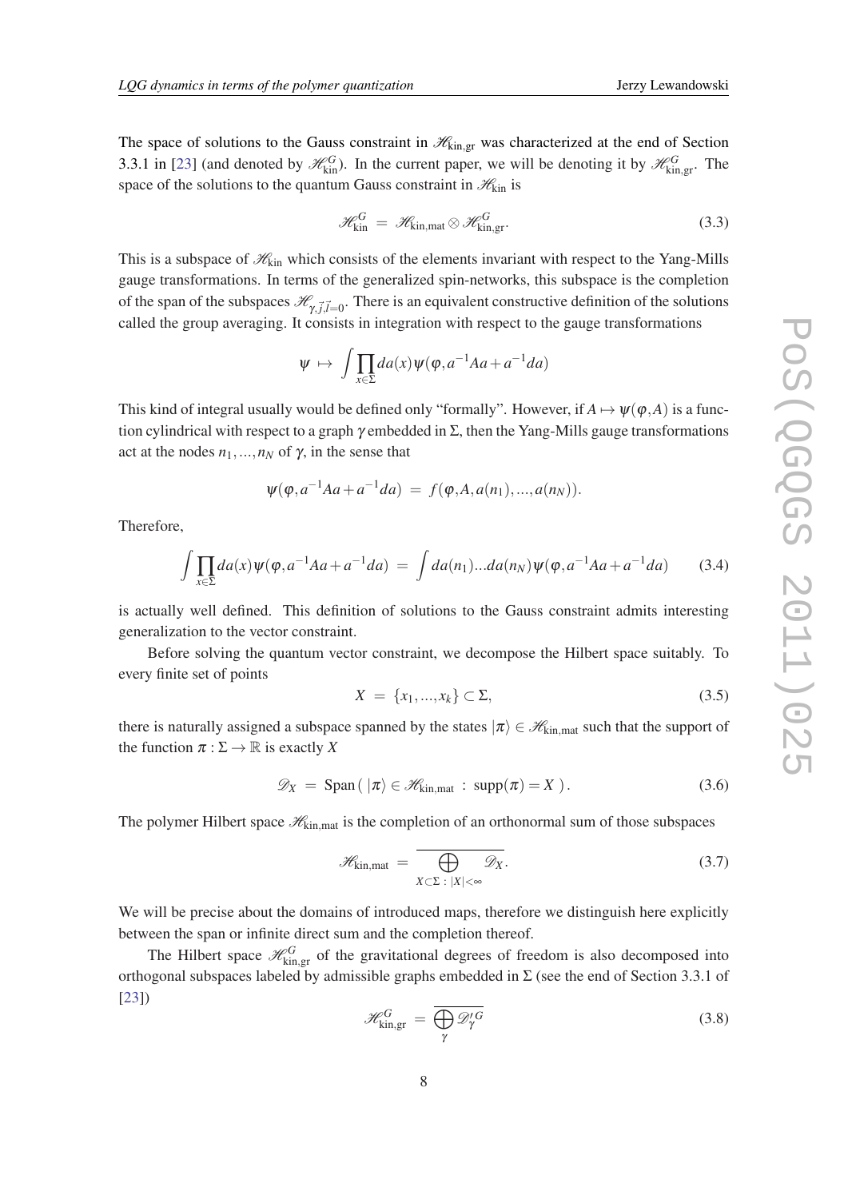The space of solutions to the Gauss constraint in $\mathscr{H}_{\rm kin,gr}$ was characterized at the end of Section 3.3.1 in [23] (and denoted by $\mathscr{H}^G_{\rm kin}$). In the current paper, we will be denoting it by $\mathscr{H}^G_{\rm kin,gr}$. The space of the solutions to the quantum Gauss constraint in $\mathscr{H}_{\rm kin}$ is

$$\mathscr{H}^G_{\rm kin} \ = \ \mathscr{H}_{\rm kin,mat} \otimes \mathscr{H}^G_{\rm kin,gr}. \tag{3.3}$$

This is a subspace of $\mathscr{H}_{\rm kin}$ which consists of the elements invariant with respect to the Yang-Mills gauge transformations. In terms of the generalized spin-networks, this subspace is the completion of the span of the subspaces $\mathscr{H}_{\gamma,\vec{j},\vec{l}=0}$. There is an equivalent constructive definition of the solutions called the group averaging. It consists in integration with respect to the gauge transformations

$$\psi \ \mapsto \ \int \prod_{x\in\Sigma} da(x)\psi(\varphi, a^{-1}Aa + a^{-1}da)$$

This kind of integral usually would be defined only "formally". However, if $A \mapsto \psi(\varphi, A)$ is a function cylindrical with respect to a graph $\gamma$ embedded in $\Sigma$, then the Yang-Mills gauge transformations act at the nodes $n_1, ..., n_N$ of $\gamma$, in the sense that

$$\psi(\varphi, a^{-1}Aa + a^{-1}da) \ = \ f(\varphi, A, a(n_1), ..., a(n_N)).$$

Therefore,

$$\int \prod_{x\in\Sigma} da(x)\psi(\varphi, a^{-1}Aa + a^{-1}da) \ = \ \int da(n_1)...da(n_N)\psi(\varphi, a^{-1}Aa + a^{-1}da) \tag{3.4}$$

is actually well defined. This definition of solutions to the Gauss constraint admits interesting generalization to the vector constraint.

Before solving the quantum vector constraint, we decompose the Hilbert space suitably. To every finite set of points

$$X \ = \ \{x_1, ..., x_k\} \subset \Sigma, \tag{3.5}$$

there is naturally assigned a subspace spanned by the states $|\pi\rangle \in \mathscr{H}_{\rm kin,mat}$ such that the support of the function $\pi : \Sigma \to \mathbb{R}$ is exactly $X$

$$\mathscr{D}_X \ = \ {\rm Span}\left( \, |\pi\rangle \in \mathscr{H}_{\rm kin,mat} \ : \ {\rm supp}(\pi) = X \, \right). \tag{3.6}$$

The polymer Hilbert space $\mathscr{H}_{\rm kin,mat}$ is the completion of an orthonormal sum of those subspaces

$$\mathscr{H}_{\rm kin,mat} \ = \ \overline{\bigoplus_{X\subset\Sigma \, : \, |X|<\infty} \mathscr{D}_X}. \tag{3.7}$$

We will be precise about the domains of introduced maps, therefore we distinguish here explicitly between the span or infinite direct sum and the completion thereof.

The Hilbert space $\mathscr{H}^G_{\rm kin,gr}$ of the gravitational degrees of freedom is also decomposed into orthogonal subspaces labeled by admissible graphs embedded in $\Sigma$ (see the end of Section 3.3.1 of [23])

$$\mathscr{H}^G_{\rm kin,gr} \ = \ \overline{\bigoplus_{\gamma} \mathscr{D}'^G_{\gamma}} \tag{3.8}$$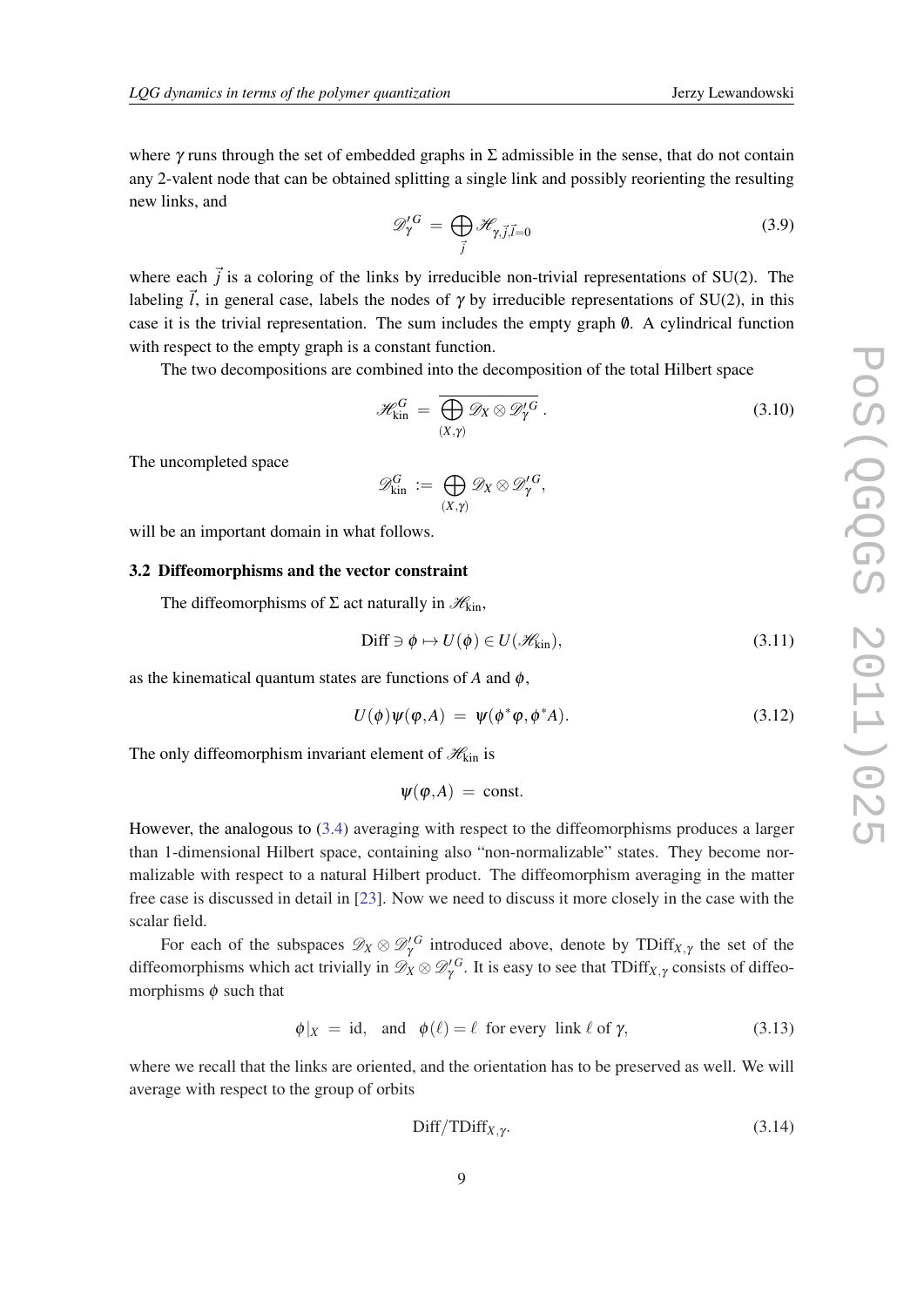where $\gamma$ runs through the set of embedded graphs in $\Sigma$ admissible in the sense, that do not contain any 2-valent node that can be obtained splitting a single link and possibly reorienting the resulting new links, and

$$\mathscr{D}'^{G}_{\gamma} \;=\; \bigoplus_{\vec{j}} \mathscr{H}_{\gamma,\vec{j},\vec{l}=0} \tag{3.9}$$

where each $\vec{j}$ is a coloring of the links by irreducible non-trivial representations of SU(2). The labeling $\vec{l}$, in general case, labels the nodes of $\gamma$ by irreducible representations of SU(2), in this case it is the trivial representation. The sum includes the empty graph $\emptyset$. A cylindrical function with respect to the empty graph is a constant function.

The two decompositions are combined into the decomposition of the total Hilbert space

$$\mathscr{H}^{G}_{\rm kin} \;=\; \overline{\bigoplus_{(X,\gamma)} \mathscr{D}_X \otimes \mathscr{D}'^{G}_{\gamma}}\,. \tag{3.10}$$

The uncompleted space

$$\mathscr{D}^{G}_{\rm kin} \;:=\; \bigoplus_{(X,\gamma)} \mathscr{D}_X \otimes \mathscr{D}'^{G}_{\gamma},$$

will be an important domain in what follows.

### 3.2 Diffeomorphisms and the vector constraint

The diffeomorphisms of $\Sigma$ act naturally in $\mathscr{H}_{\rm kin}$,

$${\rm Diff} \ni \phi \mapsto U(\phi) \in U(\mathscr{H}_{\rm kin}), \tag{3.11}$$

as the kinematical quantum states are functions of $A$ and $\phi$,

$$U(\phi)\psi(\varphi,A) \;=\; \psi(\phi^*\varphi,\phi^*A). \tag{3.12}$$

The only diffeomorphism invariant element of $\mathscr{H}_{\rm kin}$ is

$$\psi(\varphi,A) \;=\; {\rm const}.$$

However, the analogous to (3.4) averaging with respect to the diffeomorphisms produces a larger than 1-dimensional Hilbert space, containing also "non-normalizable" states. They become normalizable with respect to a natural Hilbert product. The diffeomorphism averaging in the matter free case is discussed in detail in [23]. Now we need to discuss it more closely in the case with the scalar field.

For each of the subspaces $\mathscr{D}_X \otimes \mathscr{D}'^{G}_{\gamma}$ introduced above, denote by ${\rm TDiff}_{X,\gamma}$ the set of the diffeomorphisms which act trivially in $\mathscr{D}_X \otimes \mathscr{D}'^{G}_{\gamma}$. It is easy to see that ${\rm TDiff}_{X,\gamma}$ consists of diffeomorphisms $\phi$ such that

$$\phi|_X \;=\; {\rm id}, \quad \text{and} \quad \phi(\ell) = \ell \;\; \text{for every link } \ell \text{ of } \gamma, \tag{3.13}$$

where we recall that the links are oriented, and the orientation has to be preserved as well. We will average with respect to the group of orbits

$${\rm Diff}/{\rm TDiff}_{X,\gamma}. \tag{3.14}$$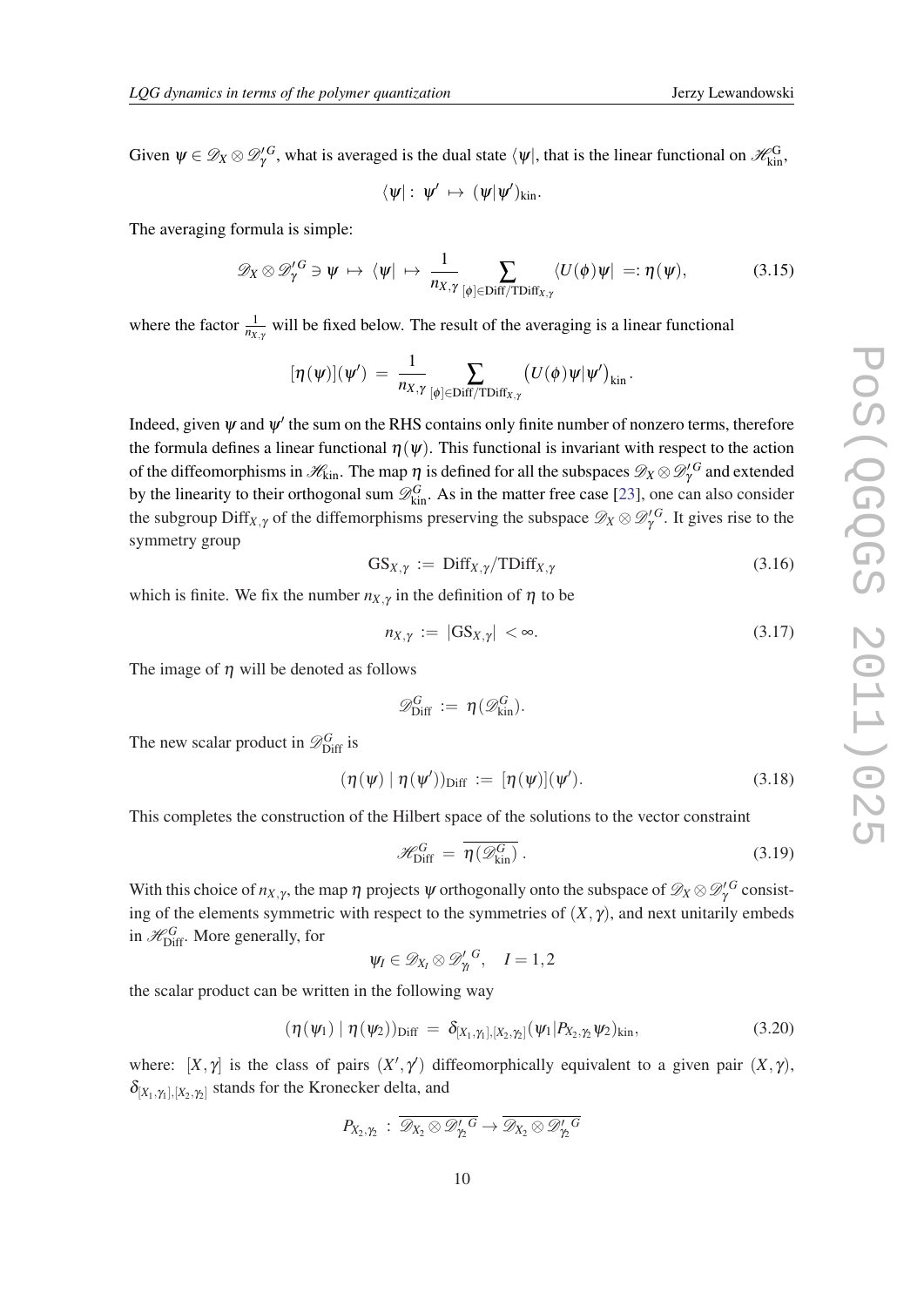Given $\psi \in \mathscr{D}_X \otimes \mathscr{D}'^{G}_{\gamma}$, what is averaged is the dual state $\langle\psi|$, that is the linear functional on $\mathscr{H}^{\rm G}_{\rm kin}$,

$$\langle\psi| : \ \psi' \ \mapsto \ (\psi|\psi')_{\rm kin}.$$

The averaging formula is simple:

$$\mathscr{D}_X \otimes \mathscr{D}'^{G}_{\gamma} \ni \psi \ \mapsto \ \langle\psi| \ \mapsto \ \frac{1}{n_{X,\gamma}} \sum_{[\phi]\in {\rm Diff}/{\rm TDiff}_{X,\gamma}} \langle U(\phi)\psi| \ =: \eta(\psi), \tag{3.15}$$

where the factor $\frac{1}{n_{X,\gamma}}$ will be fixed below. The result of the averaging is a linear functional

$$[\eta(\psi)](\psi') \ = \ \frac{1}{n_{X,\gamma}} \sum_{[\phi]\in {\rm Diff}/{\rm TDiff}_{X,\gamma}} \big(U(\phi)\psi|\psi'\big)_{\rm kin}.$$

Indeed, given $\psi$ and $\psi'$ the sum on the RHS contains only finite number of nonzero terms, therefore the formula defines a linear functional $\eta(\psi)$. This functional is invariant with respect to the action of the diffeomorphisms in $\mathscr{H}_{\rm kin}$. The map $\eta$ is defined for all the subspaces $\mathscr{D}_X \otimes \mathscr{D}'^{G}_{\gamma}$ and extended by the linearity to their orthogonal sum $\mathscr{D}^{G}_{\rm kin}$. As in the matter free case [23], one can also consider the subgroup ${\rm Diff}_{X,\gamma}$ of the diffemorphisms preserving the subspace $\mathscr{D}_X \otimes \mathscr{D}'^{G}_{\gamma}$. It gives rise to the symmetry group

$${\rm GS}_{X,\gamma} \ := \ {\rm Diff}_{X,\gamma}/{\rm TDiff}_{X,\gamma} \tag{3.16}$$

which is finite. We fix the number $n_{X,\gamma}$ in the definition of $\eta$ to be

$$n_{X,\gamma} \ := \ |{\rm GS}_{X,\gamma}| \ < \infty. \tag{3.17}$$

The image of $\eta$ will be denoted as follows

$$\mathscr{D}^{G}_{\rm Diff} \ := \ \eta(\mathscr{D}^{G}_{\rm kin}).$$

The new scalar product in $\mathscr{D}^{G}_{\rm Diff}$ is

$$(\eta(\psi) \mid \eta(\psi'))_{\rm Diff} \ := \ [\eta(\psi)](\psi'). \tag{3.18}$$

This completes the construction of the Hilbert space of the solutions to the vector constraint

$$\mathscr{H}^{G}_{\rm Diff} \ = \ \overline{\eta(\mathscr{D}^{G}_{\rm kin})}\,. \tag{3.19}$$

With this choice of $n_{X,\gamma}$, the map $\eta$ projects $\psi$ orthogonally onto the subspace of $\mathscr{D}_X \otimes \mathscr{D}'^{G}_{\gamma}$ consisting of the elements symmetric with respect to the symmetries of $(X,\gamma)$, and next unitarily embeds in $\mathscr{H}^{G}_{\rm Diff}$. More generally, for

$$\psi_I \in \mathscr{D}_{X_I} \otimes \mathscr{D}'^{\ G}_{\gamma_I}, \quad I = 1,2$$

the scalar product can be written in the following way

$$(\eta(\psi_1) \mid \eta(\psi_2))_{\rm Diff} \ = \ \delta_{[X_1,\gamma_1],[X_2,\gamma_2]}(\psi_1|P_{X_2,\gamma_2}\psi_2)_{\rm kin}, \tag{3.20}$$

where: $[X,\gamma]$ is the class of pairs $(X',\gamma')$ diffeomorphically equivalent to a given pair $(X,\gamma)$, $\delta_{[X_1,\gamma_1],[X_2,\gamma_2]}$ stands for the Kronecker delta, and

$$P_{X_2,\gamma_2} \ : \ \overline{\mathscr{D}_{X_2} \otimes \mathscr{D}'^{\ G}_{\gamma_2}} \to \overline{\mathscr{D}_{X_2} \otimes \mathscr{D}'^{\ G}_{\gamma_2}}$$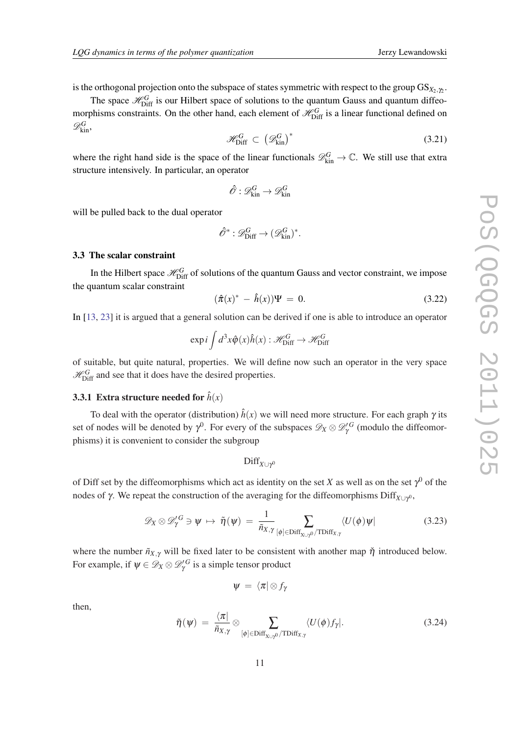is the orthogonal projection onto the subspace of states symmetric with respect to the group $\mathrm{GS}_{X_2,\gamma_2}$.

The space $\mathscr{H}^G_{\mathrm{Diff}}$ is our Hilbert space of solutions to the quantum Gauss and quantum diffeomorphisms constraints. On the other hand, each element of $\mathscr{H}^G_{\mathrm{Diff}}$ is a linear functional defined on $\mathscr{D}^G_{\mathrm{kin}}$,

$$\mathscr{H}^G_{\mathrm{Diff}} \subset \left(\mathscr{D}^G_{\mathrm{kin}}\right)^* \tag{3.21}$$

where the right hand side is the space of the linear functionals $\mathscr{D}^G_{\mathrm{kin}} \to \mathbb{C}$. We still use that extra structure intensively. In particular, an operator

$$\hat{\mathscr{O}} : \mathscr{D}^G_{\mathrm{kin}} \to \mathscr{D}^G_{\mathrm{kin}}$$

will be pulled back to the dual operator

$$\hat{\mathscr{O}}^* : \mathscr{D}^G_{\mathrm{Diff}} \to (\mathscr{D}^G_{\mathrm{kin}})^*.$$

### 3.3 The scalar constraint

In the Hilbert space $\mathscr{H}^G_{\mathrm{Diff}}$ of solutions of the quantum Gauss and vector constraint, we impose the quantum scalar constraint

$$(\hat{\pi}(x)^* - \hat{h}(x))\Psi = 0. \tag{3.22}$$

In [13, 23] it is argued that a general solution can be derived if one is able to introduce an operator

$$\exp i \int d^3x \hat{\varphi}(x)\hat{h}(x) : \mathscr{H}^G_{\mathrm{Diff}} \to \mathscr{H}^G_{\mathrm{Diff}}$$

of suitable, but quite natural, properties. We will define now such an operator in the very space $\mathscr{H}^G_{\mathrm{Diff}}$ and see that it does have the desired properties.

#### 3.3.1 Extra structure needed for $\hat{h}(x)$

To deal with the operator (distribution) $\hat{h}(x)$ we will need more structure. For each graph $\gamma$ its set of nodes will be denoted by $\gamma^0$. For every of the subspaces $\mathscr{D}_X \otimes \mathscr{D}'^G_\gamma$ (modulo the diffeomorphisms) it is convenient to consider the subgroup

$$\mathrm{Diff}_{X\cup\gamma^0}$$

of Diff set by the diffeomorphisms which act as identity on the set $X$ as well as on the set $\gamma^0$ of the nodes of $\gamma$. We repeat the construction of the averaging for the diffeomorphisms $\mathrm{Diff}_{X\cup\gamma^0}$,

$$\mathscr{D}_X \otimes \mathscr{D}'^G_\gamma \ni \psi \mapsto \tilde{\eta}(\psi) = \frac{1}{\tilde{n}_{X,\gamma}} \sum_{[\phi]\in \mathrm{Diff}_{X\cup\gamma^0}/\mathrm{TDiff}_{X,\gamma}} \langle U(\phi)\psi| \tag{3.23}$$

where the number $\tilde{n}_{X,\gamma}$ will be fixed later to be consistent with another map $\check{\eta}$ introduced below. For example, if $\psi \in \mathscr{D}_X \otimes \mathscr{D}'^G_\gamma$ is a simple tensor product

$$\psi = \langle \pi| \otimes f_\gamma$$

then,

$$\tilde{\eta}(\psi) = \frac{\langle \pi|}{\tilde{n}_{X,\gamma}} \otimes \sum_{[\phi]\in \mathrm{Diff}_{X\cup\gamma^0}/\mathrm{TDiff}_{X,\gamma}} \langle U(\phi) f_\gamma|. \tag{3.24}$$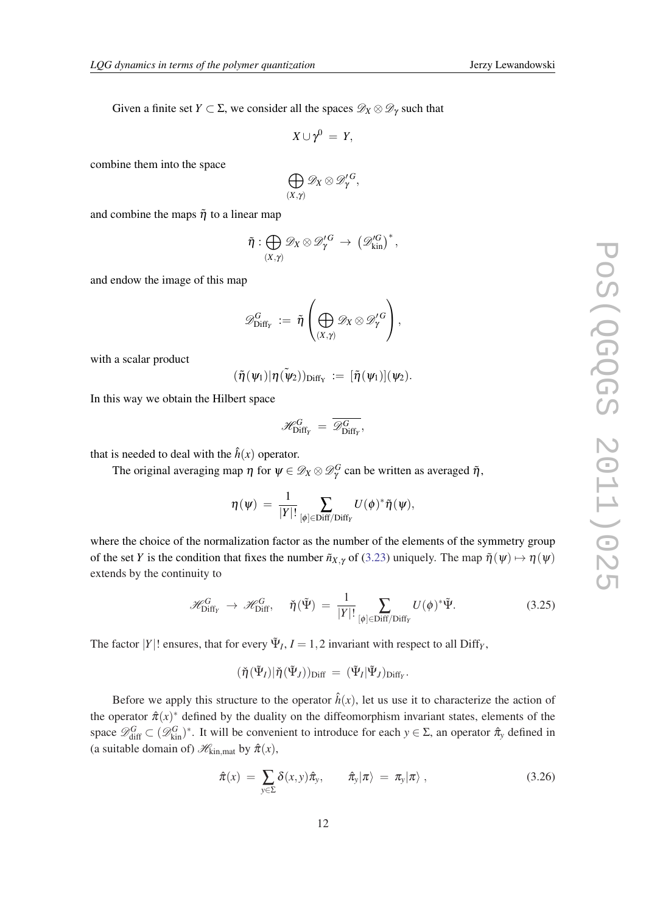Given a finite set $Y \subset \Sigma$, we consider all the spaces $\mathscr{D}_X \otimes \mathscr{D}_\gamma$ such that

$$X \cup \gamma^0 \;=\; Y,$$

combine them into the space

$$\bigoplus_{(X,\gamma)} \mathscr{D}_X \otimes \mathscr{D}'^G_\gamma,$$

and combine the maps $\tilde{\eta}$ to a linear map

$$\tilde{\eta} : \bigoplus_{(X,\gamma)} \mathscr{D}_X \otimes \mathscr{D}'^G_\gamma \;\to\; \left(\mathscr{D}'^G_{\rm kin}\right)^*,$$

and endow the image of this map

$$\mathscr{D}^G_{{\rm Diff}_Y} \;:=\; \tilde{\eta}\left(\bigoplus_{(X,\gamma)} \mathscr{D}_X \otimes \mathscr{D}'^G_\gamma\right),$$

with a scalar product

$$(\tilde{\eta}(\psi_1)|\eta(\tilde{\psi}_2))_{\rm Diff_Y} \;:=\; [\tilde{\eta}(\psi_1)](\psi_2).$$

In this way we obtain the Hilbert space

$$\mathscr{H}^G_{{\rm Diff}_Y} \;=\; \overline{\mathscr{D}^G_{{\rm Diff}_Y}},$$

that is needed to deal with the $\hat{h}(x)$ operator.

The original averaging map $\eta$ for $\psi \in \mathscr{D}_X \otimes \mathscr{D}^G_\gamma$ can be written as averaged $\tilde{\eta}$,

$$\eta(\psi) \;=\; \frac{1}{|Y|!}\sum_{[\phi]\in {\rm Diff}/{\rm Diff}_Y} U(\phi)^*\tilde{\eta}(\psi),$$

where the choice of the normalization factor as the number of the elements of the symmetry group of the set $Y$ is the condition that fixes the number $\tilde{n}_{X,\gamma}$ of (3.23) uniquely. The map $\tilde{\eta}(\psi) \mapsto \eta(\psi)$ extends by the continuity to

$$\mathscr{H}^G_{{\rm Diff}_Y} \;\to\; \mathscr{H}^G_{\rm Diff}, \quad \check{\eta}(\tilde{\Psi}) \;=\; \frac{1}{|Y|!}\sum_{[\phi]\in {\rm Diff}/{\rm Diff}_Y} U(\phi)^*\tilde{\Psi}. \tag{3.25}$$

The factor $|Y|!$ ensures, that for every $\tilde{\Psi}_I$, $I = 1,2$ invariant with respect to all ${\rm Diff}_Y$,

$$(\check{\eta}(\tilde{\Psi}_I)|\check{\eta}(\tilde{\Psi}_J))_{\rm Diff} \;=\; (\tilde{\Psi}_I|\tilde{\Psi}_J)_{{\rm Diff}_Y}.$$

Before we apply this structure to the operator $\hat{h}(x)$, let us use it to characterize the action of the operator $\hat{\pi}(x)^*$ defined by the duality on the diffeomorphism invariant states, elements of the space $\mathscr{D}^G_{\rm diff} \subset (\mathscr{D}^G_{\rm kin})^*$. It will be convenient to introduce for each $y \in \Sigma$, an operator $\hat{\pi}_y$ defined in (a suitable domain of) $\mathscr{H}_{\rm kin,mat}$ by $\hat{\pi}(x)$,

$$\hat{\pi}(x) \;=\; \sum_{y\in\Sigma}\delta(x,y)\hat{\pi}_y, \qquad \hat{\pi}_y|\pi\rangle \;=\; \pi_y|\pi\rangle\;, \tag{3.26}$$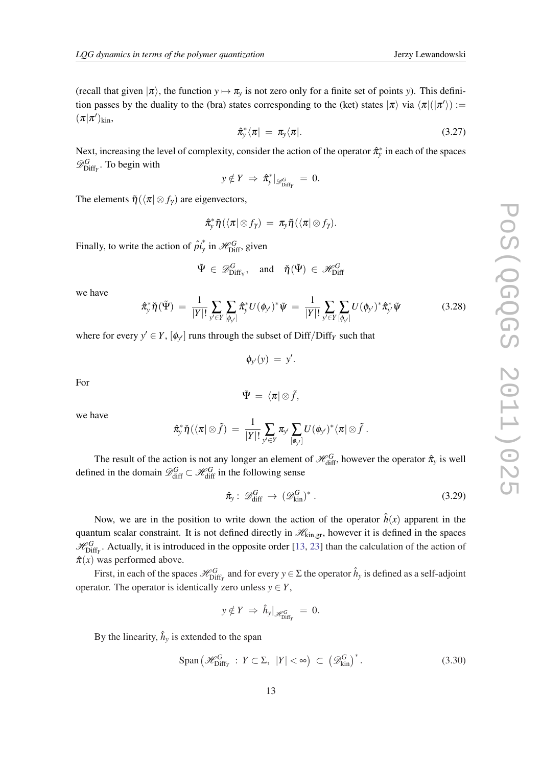(recall that given $|\pi\rangle$, the function $y \mapsto \pi_y$ is not zero only for a finite set of points $y$). This definition passes by the duality to the (bra) states corresponding to the (ket) states $|\pi\rangle$ via $\langle\pi|(|\pi'\rangle) := (\pi|\pi')_{\rm kin}$,

$$\hat{\pi}^*_y \langle\pi| \;=\; \pi_y \langle\pi|. \tag{3.27}$$

Next, increasing the level of complexity, consider the action of the operator $\hat{\pi}^*_y$ in each of the spaces $\mathscr{D}^G_{{\rm Diff}_Y}$. To begin with

$$y \notin Y \;\Rightarrow\; \hat{\pi}^*_y|_{\mathscr{D}^G_{{\rm Diff}_Y}} \;=\; 0.$$

The elements $\tilde{\eta}(\langle\pi| \otimes f_\gamma)$ are eigenvectors,

$$\hat{\pi}^*_y \tilde{\eta}(\langle\pi| \otimes f_\gamma) \;=\; \pi_y \tilde{\eta}(\langle\pi| \otimes f_\gamma).$$

Finally, to write the action of $\hat{pi}^*_y$ in $\mathscr{H}^G_{\rm Diff}$, given

$$\tilde{\Psi} \;\in\; \mathscr{D}^G_{{\rm Diff}_Y}, \quad \text{and} \quad \check{\eta}(\tilde{\Psi}) \;\in\; \mathscr{H}^G_{\rm Diff}$$

we have

$$\hat{\pi}^*_y \check{\eta}(\tilde{\Psi}) \;=\; \frac{1}{|Y|!} \sum_{y' \in Y} \sum_{[\phi_{y'}]} \hat{\pi}^*_y U(\phi_{y'})^* \tilde{\psi} \;=\; \frac{1}{|Y|!} \sum_{y' \in Y} \sum_{[\phi_{y'}]} U(\phi_{y'})^* \hat{\pi}^*_{y'} \tilde{\psi} \tag{3.28}$$

where for every $y' \in Y$, $[\phi_{y'}]$ runs through the subset of ${\rm Diff}/{\rm Diff}_Y$ such that

$$\phi_{y'}(y) \;=\; y'.$$

For

$$\tilde{\Psi} \;=\; \langle\pi| \otimes \tilde{f},$$

we have

$$\hat{\pi}^*_y \check{\eta}(\langle\pi| \otimes \tilde{f}) \;=\; \frac{1}{|Y|!} \sum_{y' \in Y} \pi_{y'} \sum_{[\phi_{y'}]} U(\phi_{y'})^* \langle\pi| \otimes \tilde{f}\,.$$

The result of the action is not any longer an element of $\mathscr{H}^G_{\rm diff}$, however the operator $\hat{\pi}_y$ is well defined in the domain $\mathscr{D}^G_{\rm diff} \subset \mathscr{H}^G_{\rm diff}$ in the following sense

$$\hat{\pi}_y : \; \mathscr{D}^G_{\rm diff} \;\to\; (\mathscr{D}^G_{\rm kin})^*\,. \tag{3.29}$$

Now, we are in the position to write down the action of the operator $\hat{h}(x)$ apparent in the quantum scalar constraint. It is not defined directly in $\mathscr{H}_{\rm kin,gr}$, however it is defined in the spaces $\mathscr{H}^G_{{\rm Diff}_Y}$. Actually, it is introduced in the opposite order [13, 23] than the calculation of the action of $\hat{\pi}(x)$ was performed above.

First, in each of the spaces $\mathscr{H}^G_{{\rm Diff}_Y}$ and for every $y \in \Sigma$ the operator $\hat{h}_y$ is defined as a self-adjoint operator. The operator is identically zero unless $y \in Y$,

$$y \notin Y \;\Rightarrow\; \hat{h}_y|_{\mathscr{H}^G_{{\rm Diff}_Y}} \;=\; 0.$$

By the linearity, $\hat{h}_y$ is extended to the span

$${\rm Span}\left(\mathscr{H}^G_{{\rm Diff}_Y} \;:\; Y \subset \Sigma,\;\; |Y| < \infty\right) \;\subset\; \left(\mathscr{D}^G_{\rm kin}\right)^*. \tag{3.30}$$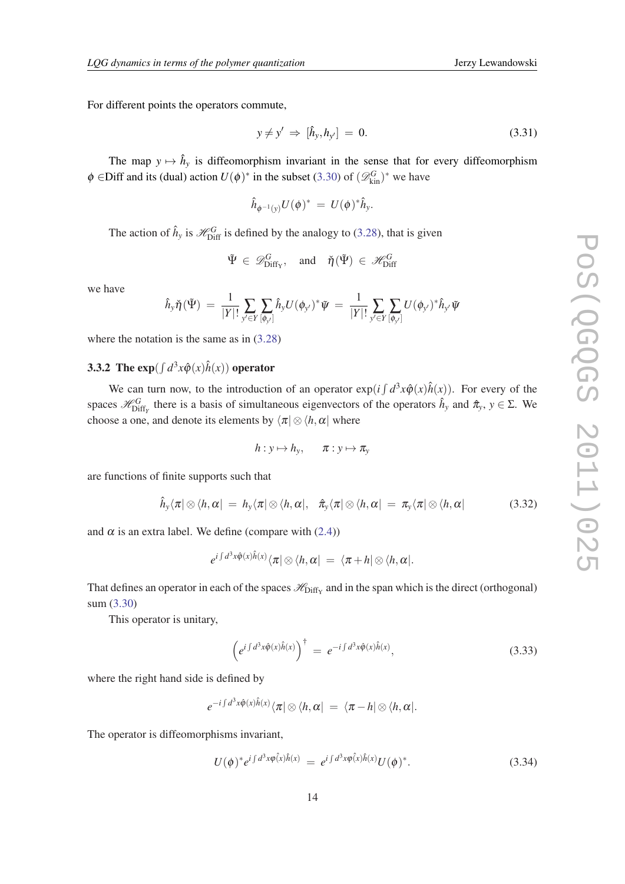For different points the operators commute,

$$y \neq y' \Rightarrow [\hat{h}_y, h_{y'}] = 0. \tag{3.31}$$

The map $y \mapsto \hat{h}_y$ is diffeomorphism invariant in the sense that for every diffeomorphism $\phi \in$Diff and its (dual) action $U(\phi)^*$ in the subset (3.30) of $(\mathscr{D}^G_{\rm kin})^*$ we have

$$\hat{h}_{\phi^{-1}(y)} U(\phi)^* = U(\phi)^* \hat{h}_y.$$

The action of $\hat{h}_y$ is $\mathscr{H}^G_{\rm Diff}$ is defined by the analogy to (3.28), that is given

$$\tilde{\Psi} \in \mathscr{D}^G_{\rm Diff_Y}, \quad \text{and} \quad \check{\eta}(\tilde{\Psi}) \in \mathscr{H}^G_{\rm Diff}$$

we have

$$\hat{h}_y \check{\eta}(\tilde{\Psi}) = \frac{1}{|Y|!} \sum_{y' \in Y} \sum_{[\phi_{y'}]} \hat{h}_y U(\phi_{y'})^* \tilde{\psi} = \frac{1}{|Y|!} \sum_{y' \in Y} \sum_{[\phi_{y'}]} U(\phi_{y'})^* \hat{h}_{y'} \tilde{\psi}$$

where the notation is the same as in (3.28)

### 3.3.2 The $\exp(\int d^3x \hat{\phi}(x) \hat{h}(x))$ operator

We can turn now, to the introduction of an operator $\exp(i \int d^3x \hat{\phi}(x) \hat{h}(x))$. For every of the spaces $\mathscr{H}^G_{\rm Diff_Y}$ there is a basis of simultaneous eigenvectors of the operators $\hat{h}_y$ and $\hat{\pi}_y$, $y \in \Sigma$. We choose a one, and denote its elements by $\langle \pi | \otimes \langle h, \alpha |$ where

$$h : y \mapsto h_y, \qquad \pi : y \mapsto \pi_y$$

are functions of finite supports such that

$$\hat{h}_y \langle \pi | \otimes \langle h, \alpha | = h_y \langle \pi | \otimes \langle h, \alpha |, \quad \hat{\pi}_y \langle \pi | \otimes \langle h, \alpha | = \pi_y \langle \pi | \otimes \langle h, \alpha | \tag{3.32}$$

and $\alpha$ is an extra label. We define (compare with (2.4))

$$e^{i \int d^3x \hat{\phi}(x) \hat{h}(x)} \langle \pi | \otimes \langle h, \alpha | = \langle \pi + h | \otimes \langle h, \alpha |.$$

That defines an operator in each of the spaces $\mathscr{H}_{\rm Diff_Y}$ and in the span which is the direct (orthogonal) sum (3.30)

This operator is unitary,

$$\left( e^{i \int d^3x \hat{\phi}(x) \hat{h}(x)} \right)^\dagger = e^{-i \int d^3x \hat{\phi}(x) \hat{h}(x)}, \tag{3.33}$$

where the right hand side is defined by

$$e^{-i \int d^3x \hat{\phi}(x) \hat{h}(x)} \langle \pi | \otimes \langle h, \alpha | = \langle \pi - h | \otimes \langle h, \alpha |.$$

The operator is diffeomorphisms invariant,

$$U(\phi)^* e^{i \int d^3x \varphi(\hat{x}) \hat{h}(x)} = e^{i \int d^3x \varphi(\hat{x}) \hat{h}(x)} U(\phi)^*. \tag{3.34}$$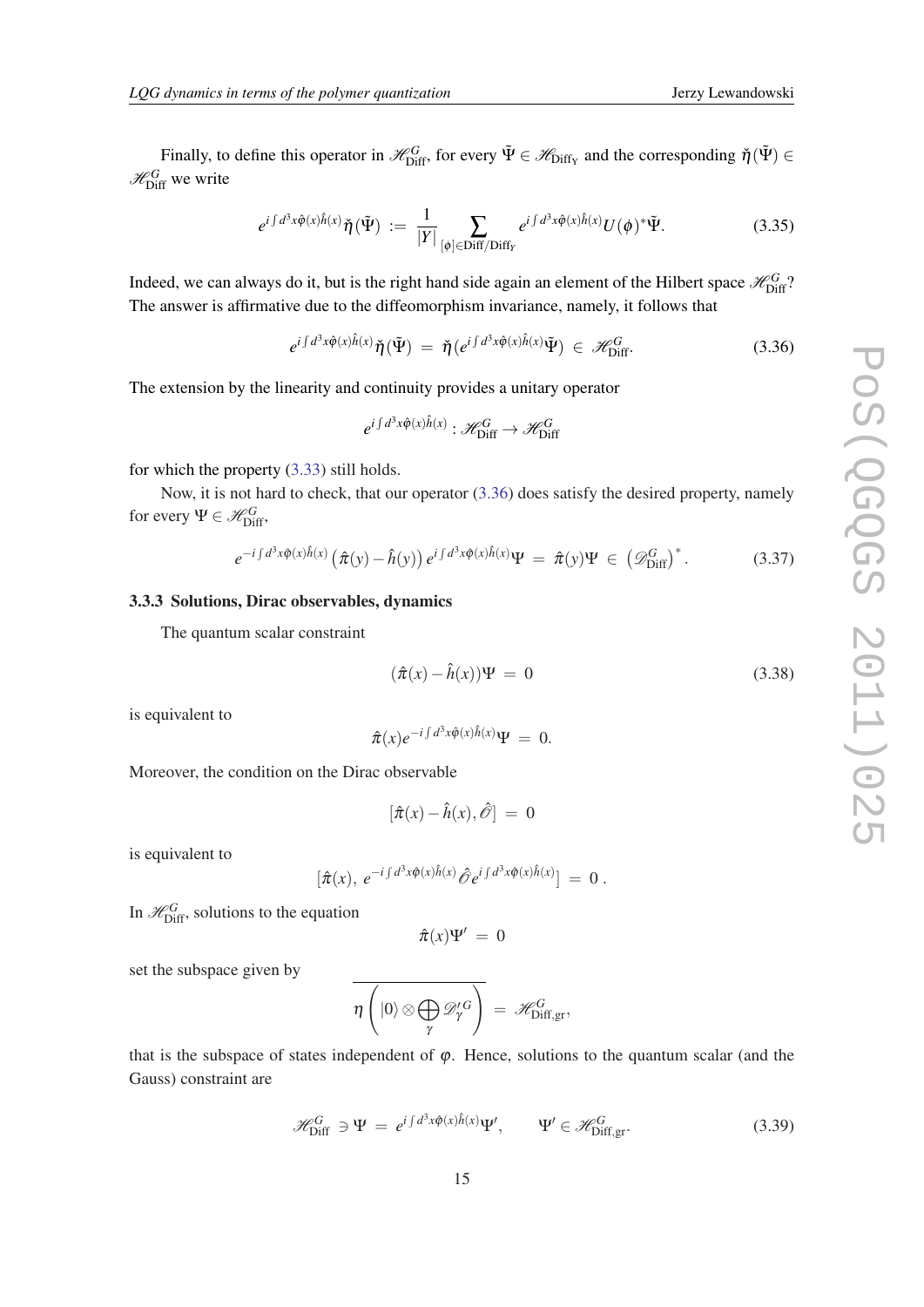Finally, to define this operator in $\mathscr{H}^G_{\rm Diff}$, for every $\tilde{\Psi} \in \mathscr{H}_{{\rm Diff}_Y}$ and the corresponding $\check{\eta}(\tilde{\Psi}) \in \mathscr{H}^G_{\rm Diff}$ we write

$$e^{i\int d^3x \hat{\varphi}(x)\hat{h}(x)}\check{\eta}(\tilde{\Psi}) \;:=\; \frac{1}{|Y|}\sum_{[\phi]\in {\rm Diff}/{\rm Diff}_Y} e^{i\int d^3x \hat{\varphi}(x)\hat{h}(x)}U(\phi)^*\tilde{\Psi}. \tag{3.35}$$

Indeed, we can always do it, but is the right hand side again an element of the Hilbert space $\mathscr{H}^G_{\rm Diff}$? The answer is affirmative due to the diffeomorphism invariance, namely, it follows that

$$e^{i\int d^3x \hat{\varphi}(x)\hat{h}(x)}\check{\eta}(\tilde{\Psi}) \;=\; \check{\eta}(e^{i\int d^3x \hat{\varphi}(x)\hat{h}(x)}\tilde{\Psi}) \;\in\; \mathscr{H}^G_{\rm Diff}. \tag{3.36}$$

The extension by the linearity and continuity provides a unitary operator

$$e^{i\int d^3x \hat{\varphi}(x)\hat{h}(x)} : \mathscr{H}^G_{\rm Diff} \to \mathscr{H}^G_{\rm Diff}$$

for which the property (3.33) still holds.

Now, it is not hard to check, that our operator (3.36) does satisfy the desired property, namely for every $\Psi \in \mathscr{H}^G_{\rm Diff}$,

$$e^{-i\int d^3x \hat{\varphi}(x)\hat{h}(x)}\left(\hat{\pi}(y) - \hat{h}(y)\right)e^{i\int d^3x \hat{\varphi}(x)\hat{h}(x)}\Psi \;=\; \hat{\pi}(y)\Psi \;\in\; \left(\mathscr{D}^G_{\rm Diff}\right)^*. \tag{3.37}$$

### 3.3.3 Solutions, Dirac observables, dynamics

The quantum scalar constraint

$$(\hat{\pi}(x) - \hat{h}(x))\Psi \;=\; 0 \tag{3.38}$$

is equivalent to

$$\hat{\pi}(x)e^{-i\int d^3x \hat{\varphi}(x)\hat{h}(x)}\Psi \;=\; 0.$$

Moreover, the condition on the Dirac observable

$$[\hat{\pi}(x) - \hat{h}(x), \hat{\mathscr{O}}] \;=\; 0$$

is equivalent to

$$[\hat{\pi}(x),\, e^{-i\int d^3x \hat{\varphi}(x)\hat{h}(x)}\,\hat{\mathscr{O}}e^{i\int d^3x \hat{\varphi}(x)\hat{h}(x)}] \;=\; 0\,.$$

In $\mathscr{H}^G_{\rm Diff}$, solutions to the equation

$$\hat{\pi}(x)\Psi' \;=\; 0$$

set the subspace given by

$$\overline{\eta\left(|0\rangle \otimes \bigoplus_{\gamma} \mathscr{D}'^{\,G}_{\gamma}\right)} \;=\; \mathscr{H}^G_{\rm Diff,gr},$$

that is the subspace of states independent of $\varphi$. Hence, solutions to the quantum scalar (and the Gauss) constraint are

$$\mathscr{H}^G_{\rm Diff} \;\ni \Psi \;=\; e^{i\int d^3x \hat{\varphi}(x)\hat{h}(x)}\Psi', \qquad \Psi' \in \mathscr{H}^G_{\rm Diff,gr}. \tag{3.39}$$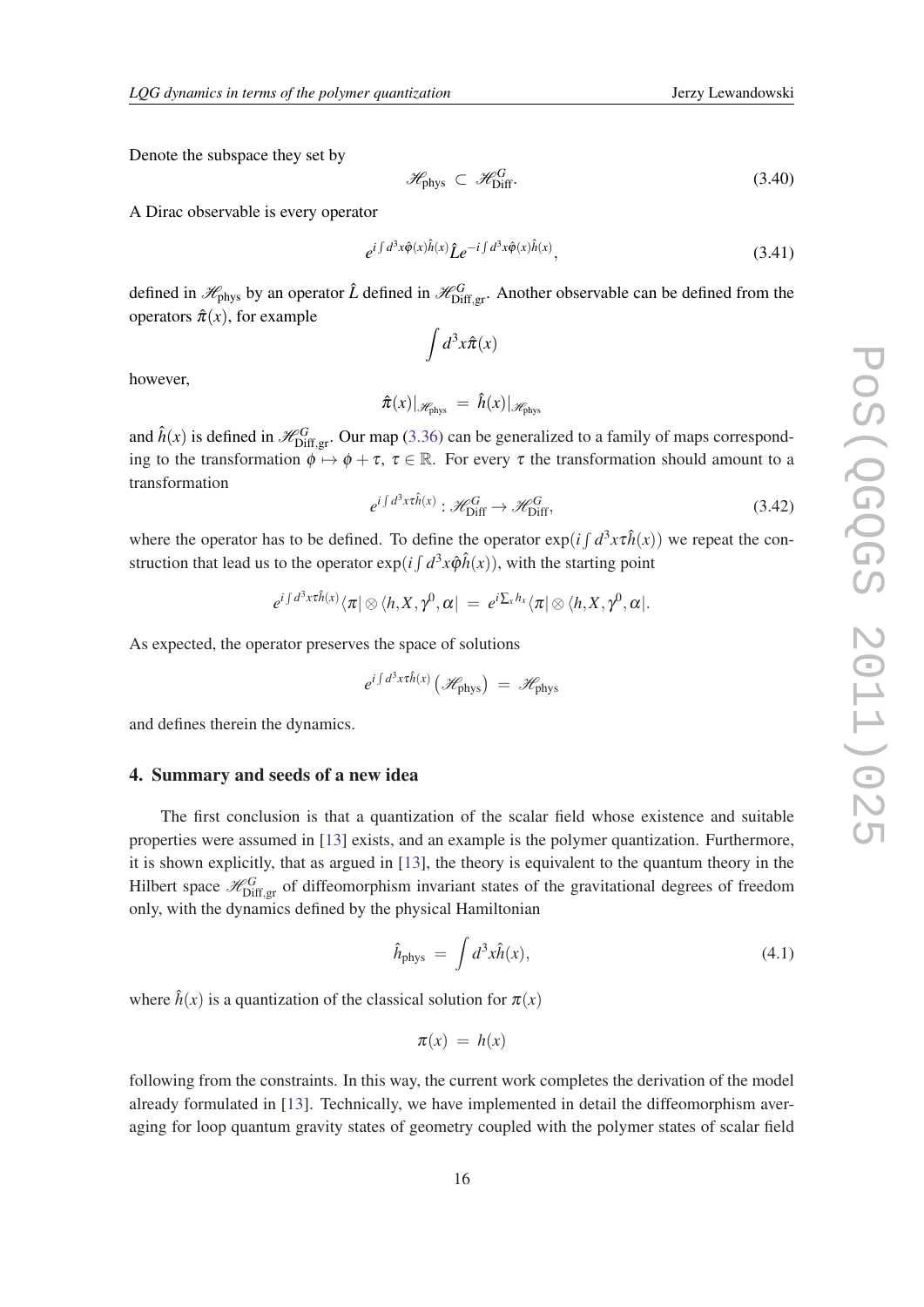Denote the subspace they set by

$$\mathscr{H}_{\text{phys}} \subset \mathscr{H}^G_{\text{Diff}}. \tag{3.40}$$

A Dirac observable is every operator

$$e^{i\int d^3x \hat{\varphi}(x)\hat{h}(x)} \hat{L} e^{-i\int d^3x \hat{\varphi}(x)\hat{h}(x)}, \tag{3.41}$$

defined in $\mathscr{H}_{\text{phys}}$ by an operator $\hat{L}$ defined in $\mathscr{H}^G_{\text{Diff,gr}}$. Another observable can be defined from the operators $\hat{\pi}(x)$, for example

$$\int d^3x \hat{\pi}(x)$$

however,

$$\hat{\pi}(x)|_{\mathscr{H}_{\text{phys}}} = \hat{h}(x)|_{\mathscr{H}_{\text{phys}}}$$

and $\hat{h}(x)$ is defined in $\mathscr{H}^G_{\text{Diff,gr}}$. Our map (3.36) can be generalized to a family of maps corresponding to the transformation $\phi \mapsto \phi + \tau$, $\tau \in \mathbb{R}$. For every $\tau$ the transformation should amount to a transformation

$$e^{i\int d^3x \tau \hat{h}(x)} : \mathscr{H}^G_{\text{Diff}} \to \mathscr{H}^G_{\text{Diff}}, \tag{3.42}$$

where the operator has to be defined. To define the operator $\exp(i\int d^3x \tau \hat{h}(x))$ we repeat the construction that lead us to the operator $\exp(i\int d^3x \hat{\varphi}\hat{h}(x))$, with the starting point

$$e^{i\int d^3x \tau \hat{h}(x)} \langle \pi | \otimes \langle h, X, \gamma^0, \alpha | = e^{i\sum_x h_x} \langle \pi | \otimes \langle h, X, \gamma^0, \alpha |.$$

As expected, the operator preserves the space of solutions

$$e^{i\int d^3x \tau \hat{h}(x)} \left( \mathscr{H}_{\text{phys}} \right) = \mathscr{H}_{\text{phys}}$$

and defines therein the dynamics.

## 4. Summary and seeds of a new idea

The first conclusion is that a quantization of the scalar field whose existence and suitable properties were assumed in [13] exists, and an example is the polymer quantization. Furthermore, it is shown explicitly, that as argued in [13], the theory is equivalent to the quantum theory in the Hilbert space $\mathscr{H}^G_{\text{Diff,gr}}$ of diffeomorphism invariant states of the gravitational degrees of freedom only, with the dynamics defined by the physical Hamiltonian

$$\hat{h}_{\text{phys}} = \int d^3x \hat{h}(x), \tag{4.1}$$

where $\hat{h}(x)$ is a quantization of the classical solution for $\pi(x)$

$$\pi(x) = h(x)$$

following from the constraints. In this way, the current work completes the derivation of the model already formulated in [13]. Technically, we have implemented in detail the diffeomorphism averaging for loop quantum gravity states of geometry coupled with the polymer states of scalar field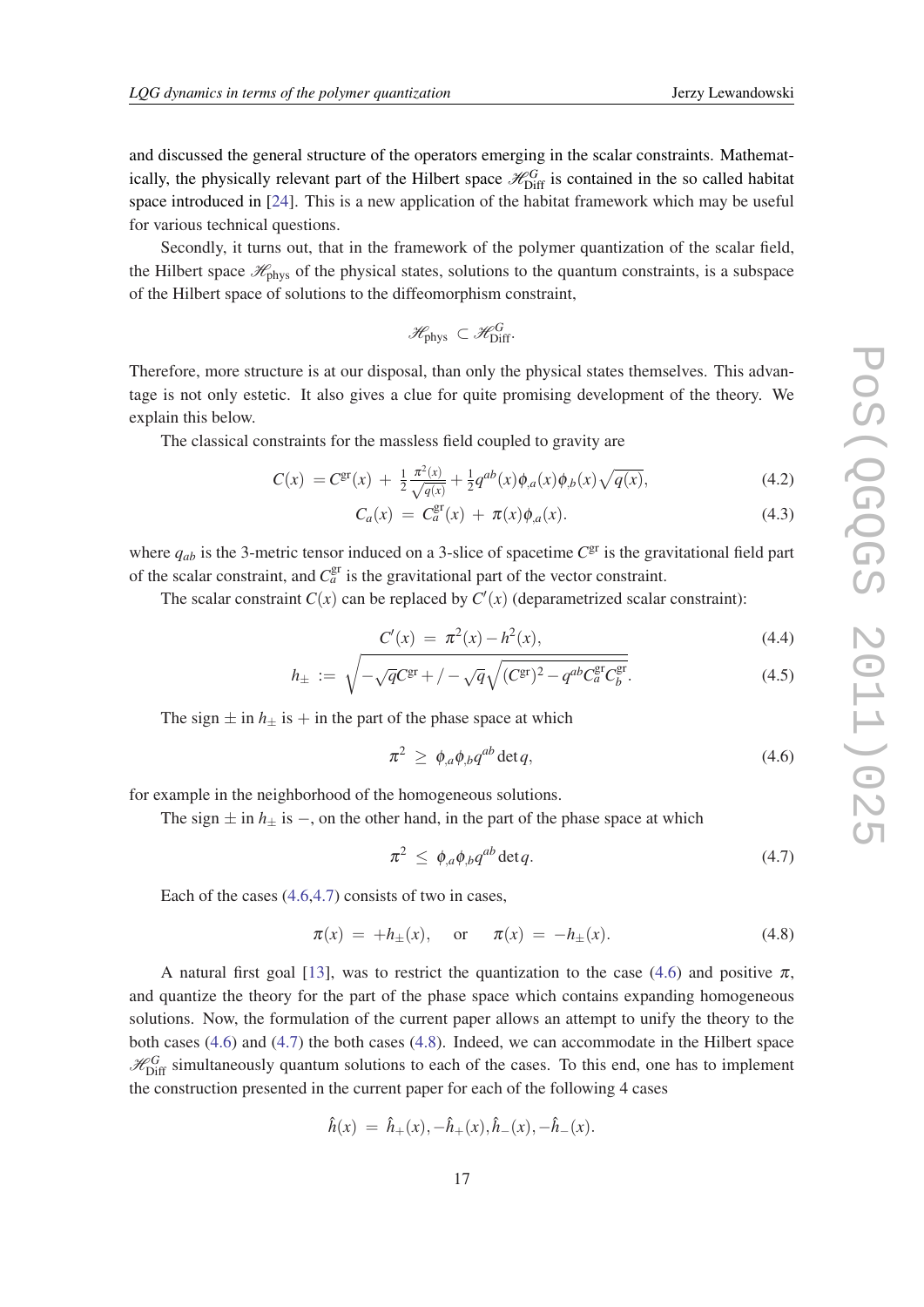and discussed the general structure of the operators emerging in the scalar constraints. Mathematically, the physically relevant part of the Hilbert space $\mathscr{H}^G_{\rm Diff}$ is contained in the so called habitat space introduced in [24]. This is a new application of the habitat framework which may be useful for various technical questions.

Secondly, it turns out, that in the framework of the polymer quantization of the scalar field, the Hilbert space $\mathscr{H}_{\rm phys}$ of the physical states, solutions to the quantum constraints, is a subspace of the Hilbert space of solutions to the diffeomorphism constraint,

$$\mathscr{H}_{\rm phys} \subset \mathscr{H}^G_{\rm Diff}.$$

Therefore, more structure is at our disposal, than only the physical states themselves. This advantage is not only estetic. It also gives a clue for quite promising development of the theory. We explain this below.

The classical constraints for the massless field coupled to gravity are

$$C(x) \;= C^{\rm gr}(x) \,+\, \frac{1}{2}\frac{\pi^2(x)}{\sqrt{q(x)}} + \frac{1}{2}q^{ab}(x)\phi_{,a}(x)\phi_{,b}(x)\sqrt{q(x)}, \tag{4.2}$$

$$C_a(x) \;=\; C^{\rm gr}_a(x) \,+\, \pi(x)\phi_{,a}(x). \tag{4.3}$$

where $q_{ab}$ is the 3-metric tensor induced on a 3-slice of spacetime $C^{\rm gr}$ is the gravitational field part of the scalar constraint, and $C^{\rm gr}_a$ is the gravitational part of the vector constraint.

The scalar constraint $C(x)$ can be replaced by $C'(x)$ (deparametrized scalar constraint):

$$C'(x) \;=\; \pi^2(x) - h^2(x), \tag{4.4}$$

$$h_\pm \;:=\; \sqrt{-\sqrt{q}C^{\rm gr} + / - \sqrt{q}\sqrt{(C^{\rm gr})^2 - q^{ab}C^{\rm gr}_a C^{\rm gr}_b}}. \tag{4.5}$$

The sign $\pm$ in $h_\pm$ is $+$ in the part of the phase space at which

$$\pi^2 \;\geq\; \phi_{,a}\phi_{,b}q^{ab}\det q, \tag{4.6}$$

for example in the neighborhood of the homogeneous solutions.

The sign $\pm$ in $h_\pm$ is $-$, on the other hand, in the part of the phase space at which

$$\pi^2 \;\leq\; \phi_{,a}\phi_{,b}q^{ab}\det q. \tag{4.7}$$

Each of the cases (4.6,4.7) consists of two in cases,

$$\pi(x) \;=\; +h_\pm(x), \quad \text{or} \quad \pi(x) \;=\; -h_\pm(x). \tag{4.8}$$

A natural first goal [13], was to restrict the quantization to the case (4.6) and positive $\pi$, and quantize the theory for the part of the phase space which contains expanding homogeneous solutions. Now, the formulation of the current paper allows an attempt to unify the theory to the both cases (4.6) and (4.7) the both cases (4.8). Indeed, we can accommodate in the Hilbert space $\mathscr{H}^G_{\rm Diff}$ simultaneously quantum solutions to each of the cases. To this end, one has to implement the construction presented in the current paper for each of the following 4 cases

$$\hat{h}(x) \;=\; \hat{h}_+(x), -\hat{h}_+(x), \hat{h}_-(x), -\hat{h}_-(x).$$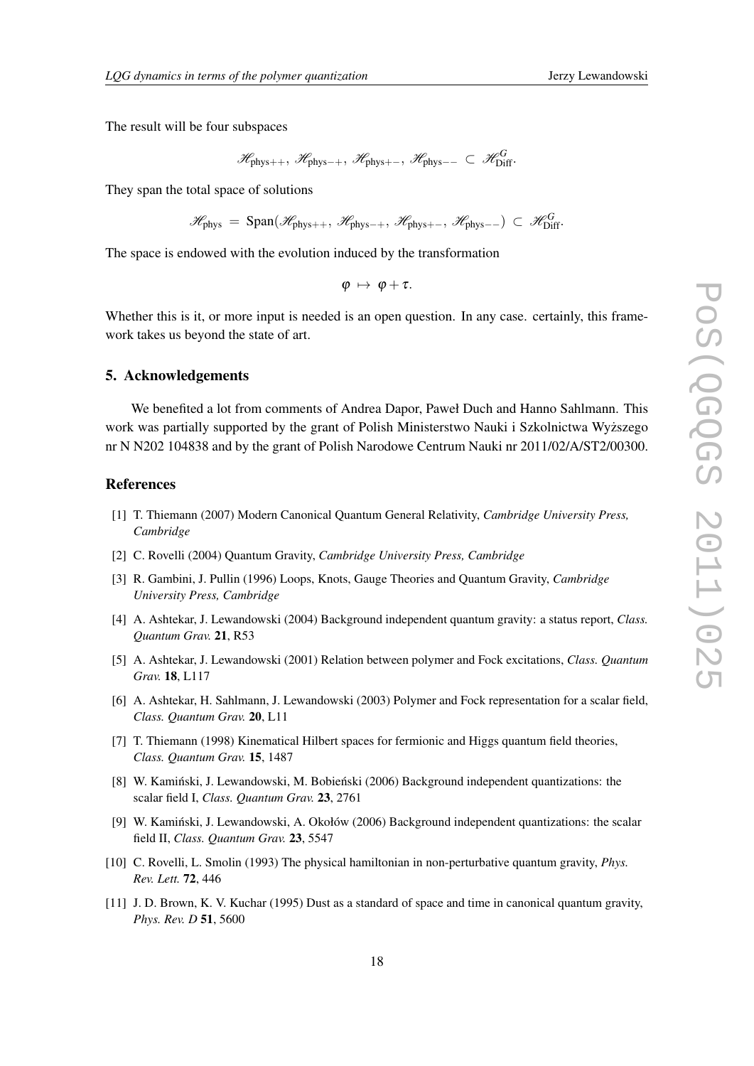The result will be four subspaces

$$\mathscr{H}_{\text{phys}++},\ \mathscr{H}_{\text{phys}-+},\ \mathscr{H}_{\text{phys}+-},\ \mathscr{H}_{\text{phys}--}\ \subset\ \mathscr{H}^G_{\text{Diff}}.$$

They span the total space of solutions

$$\mathscr{H}_{\text{phys}}\ =\ \text{Span}(\mathscr{H}_{\text{phys}++},\ \mathscr{H}_{\text{phys}-+},\ \mathscr{H}_{\text{phys}+-},\ \mathscr{H}_{\text{phys}--})\ \subset\ \mathscr{H}^G_{\text{Diff}}.$$

The space is endowed with the evolution induced by the transformation

$$\varphi\ \mapsto\ \varphi+\tau.$$

Whether this is it, or more input is needed is an open question. In any case. certainly, this framework takes us beyond the state of art.

## 5. Acknowledgements

We benefited a lot from comments of Andrea Dapor, Paweł Duch and Hanno Sahlmann. This work was partially supported by the grant of Polish Ministerstwo Nauki i Szkolnictwa Wyższego nr N N202 104838 and by the grant of Polish Narodowe Centrum Nauki nr 2011/02/A/ST2/00300.

## References

[1] T. Thiemann (2007) Modern Canonical Quantum General Relativity, *Cambridge University Press, Cambridge*

[2] C. Rovelli (2004) Quantum Gravity, *Cambridge University Press, Cambridge*

[3] R. Gambini, J. Pullin (1996) Loops, Knots, Gauge Theories and Quantum Gravity, *Cambridge University Press, Cambridge*

[4] A. Ashtekar, J. Lewandowski (2004) Background independent quantum gravity: a status report, *Class. Quantum Grav.* **21**, R53

[5] A. Ashtekar, J. Lewandowski (2001) Relation between polymer and Fock excitations, *Class. Quantum Grav.* **18**, L117

[6] A. Ashtekar, H. Sahlmann, J. Lewandowski (2003) Polymer and Fock representation for a scalar field, *Class. Quantum Grav.* **20**, L11

[7] T. Thiemann (1998) Kinematical Hilbert spaces for fermionic and Higgs quantum field theories, *Class. Quantum Grav.* **15**, 1487

[8] W. Kamiński, J. Lewandowski, M. Bobieński (2006) Background independent quantizations: the scalar field I, *Class. Quantum Grav.* **23**, 2761

[9] W. Kamiński, J. Lewandowski, A. Okołów (2006) Background independent quantizations: the scalar field II, *Class. Quantum Grav.* **23**, 5547

[10] C. Rovelli, L. Smolin (1993) The physical hamiltonian in non-perturbative quantum gravity, *Phys. Rev. Lett.* **72**, 446

[11] J. D. Brown, K. V. Kuchar (1995) Dust as a standard of space and time in canonical quantum gravity, *Phys. Rev. D* **51**, 5600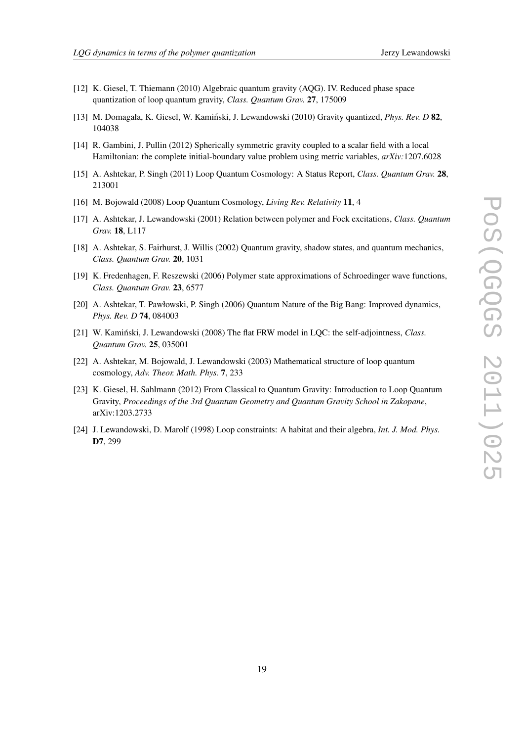[12] K. Giesel, T. Thiemann (2010) Algebraic quantum gravity (AQG). IV. Reduced phase space quantization of loop quantum gravity, *Class. Quantum Grav.* **27**, 175009

[13] M. Domagała, K. Giesel, W. Kamiński, J. Lewandowski (2010) Gravity quantized, *Phys. Rev. D* **82**, 104038

[14] R. Gambini, J. Pullin (2012) Spherically symmetric gravity coupled to a scalar field with a local Hamiltonian: the complete initial-boundary value problem using metric variables, *arXiv:*1207.6028

[15] A. Ashtekar, P. Singh (2011) Loop Quantum Cosmology: A Status Report, *Class. Quantum Grav.* **28**, 213001

[16] M. Bojowald (2008) Loop Quantum Cosmology, *Living Rev. Relativity* **11**, 4

[17] A. Ashtekar, J. Lewandowski (2001) Relation between polymer and Fock excitations, *Class. Quantum Grav.* **18**, L117

[18] A. Ashtekar, S. Fairhurst, J. Willis (2002) Quantum gravity, shadow states, and quantum mechanics, *Class. Quantum Grav.* **20**, 1031

[19] K. Fredenhagen, F. Reszewski (2006) Polymer state approximations of Schroedinger wave functions, *Class. Quantum Grav.* **23**, 6577

[20] A. Ashtekar, T. Pawłowski, P. Singh (2006) Quantum Nature of the Big Bang: Improved dynamics, *Phys. Rev. D* **74**, 084003

[21] W. Kamiński, J. Lewandowski (2008) The flat FRW model in LQC: the self-adjointness, *Class. Quantum Grav.* **25**, 035001

[22] A. Ashtekar, M. Bojowald, J. Lewandowski (2003) Mathematical structure of loop quantum cosmology, *Adv. Theor. Math. Phys.* **7**, 233

[23] K. Giesel, H. Sahlmann (2012) From Classical to Quantum Gravity: Introduction to Loop Quantum Gravity, *Proceedings of the 3rd Quantum Geometry and Quantum Gravity School in Zakopane*, arXiv:1203.2733

[24] J. Lewandowski, D. Marolf (1998) Loop constraints: A habitat and their algebra, *Int. J. Mod. Phys.* **D7**, 299